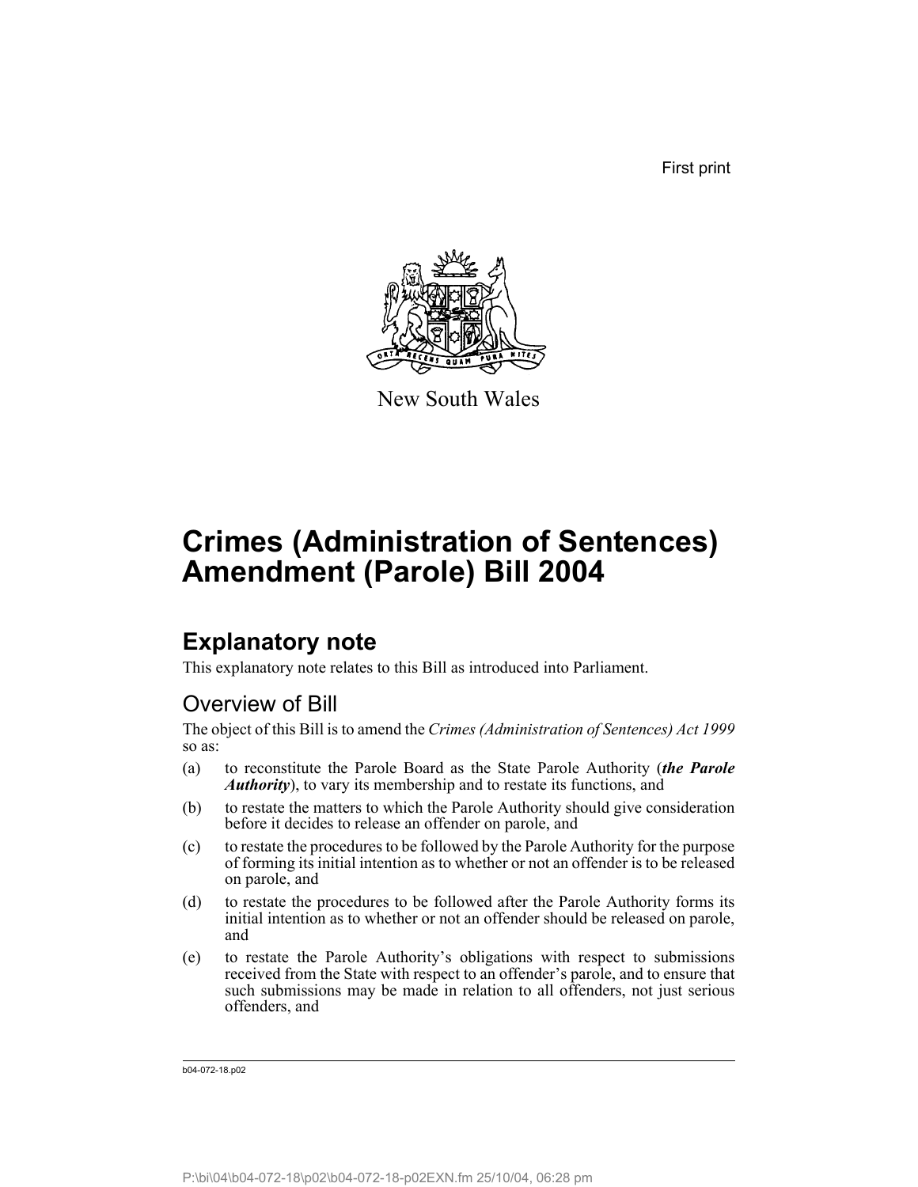First print

New South Wales

# Crimes (Administration of Sentences) Amendment (Parole) Bill 2004

## Explanatory note

This explanatory note relates to this Bill as introduced into Parliament.

### Overview of Bill

The object of this Bill is to amend the *Crimes (Administration of Sentences) Act 1999* so as:

(a) to reconstitute the Parole Board as the State Parole Authority (***the Parole Authority***), to vary its membership and to restate its functions, and

(b) to restate the matters to which the Parole Authority should give consideration before it decides to release an offender on parole, and

(c) to restate the procedures to be followed by the Parole Authority for the purpose of forming its initial intention as to whether or not an offender is to be released on parole, and

(d) to restate the procedures to be followed after the Parole Authority forms its initial intention as to whether or not an offender should be released on parole, and

(e) to restate the Parole Authority's obligations with respect to submissions received from the State with respect to an offender's parole, and to ensure that such submissions may be made in relation to all offenders, not just serious offenders, and

b04-072-18.p02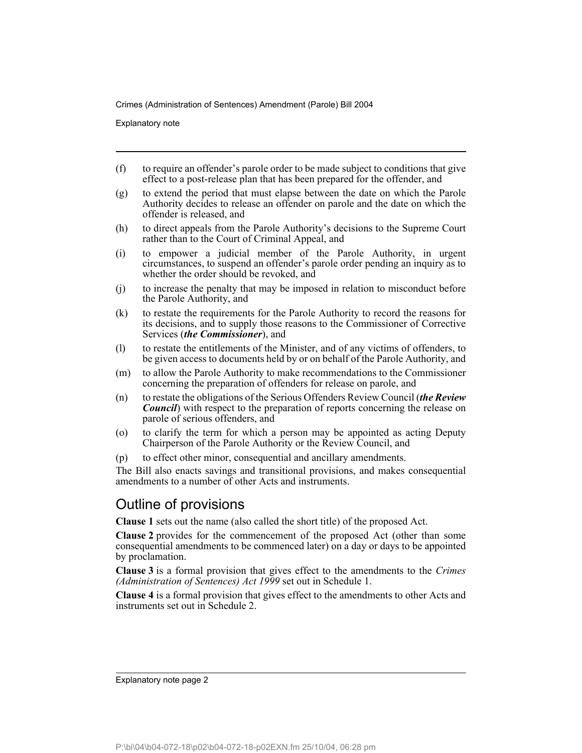(f) to require an offender's parole order to be made subject to conditions that give effect to a post-release plan that has been prepared for the offender, and

(g) to extend the period that must elapse between the date on which the Parole Authority decides to release an offender on parole and the date on which the offender is released, and

(h) to direct appeals from the Parole Authority's decisions to the Supreme Court rather than to the Court of Criminal Appeal, and

(i) to empower a judicial member of the Parole Authority, in urgent circumstances, to suspend an offender's parole order pending an inquiry as to whether the order should be revoked, and

(j) to increase the penalty that may be imposed in relation to misconduct before the Parole Authority, and

(k) to restate the requirements for the Parole Authority to record the reasons for its decisions, and to supply those reasons to the Commissioner of Corrective Services (***the Commissioner***), and

(l) to restate the entitlements of the Minister, and of any victims of offenders, to be given access to documents held by or on behalf of the Parole Authority, and

(m) to allow the Parole Authority to make recommendations to the Commissioner concerning the preparation of offenders for release on parole, and

(n) to restate the obligations of the Serious Offenders Review Council (***the Review Council***) with respect to the preparation of reports concerning the release on parole of serious offenders, and

(o) to clarify the term for which a person may be appointed as acting Deputy Chairperson of the Parole Authority or the Review Council, and

(p) to effect other minor, consequential and ancillary amendments.

The Bill also enacts savings and transitional provisions, and makes consequential amendments to a number of other Acts and instruments.

## Outline of provisions

**Clause 1** sets out the name (also called the short title) of the proposed Act.

**Clause 2** provides for the commencement of the proposed Act (other than some consequential amendments to be commenced later) on a day or days to be appointed by proclamation.

**Clause 3** is a formal provision that gives effect to the amendments to the *Crimes (Administration of Sentences) Act 1999* set out in Schedule 1.

**Clause 4** is a formal provision that gives effect to the amendments to other Acts and instruments set out in Schedule 2.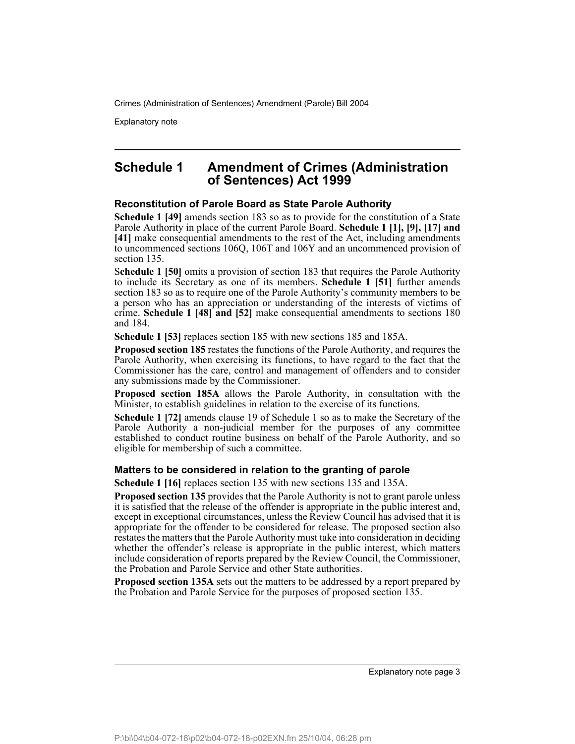## Schedule 1 Amendment of Crimes (Administration of Sentences) Act 1999

### Reconstitution of Parole Board as State Parole Authority

**Schedule 1 [49]** amends section 183 so as to provide for the constitution of a State Parole Authority in place of the current Parole Board. **Schedule 1 [1], [9], [17] and [41]** make consequential amendments to the rest of the Act, including amendments to uncommenced sections 106Q, 106T and 106Y and an uncommenced provision of section 135.

S**chedule 1 [50]** omits a provision of section 183 that requires the Parole Authority to include its Secretary as one of its members. **Schedule 1 [51]** further amends section 183 so as to require one of the Parole Authority's community members to be a person who has an appreciation or understanding of the interests of victims of crime. **Schedule 1 [48] and [52]** make consequential amendments to sections 180 and 184.

**Schedule 1 [53]** replaces section 185 with new sections 185 and 185A.

**Proposed section 185** restates the functions of the Parole Authority, and requires the Parole Authority, when exercising its functions, to have regard to the fact that the Commissioner has the care, control and management of offenders and to consider any submissions made by the Commissioner.

**Proposed section 185A** allows the Parole Authority, in consultation with the Minister, to establish guidelines in relation to the exercise of its functions.

**Schedule 1 [72]** amends clause 19 of Schedule 1 so as to make the Secretary of the Parole Authority a non-judicial member for the purposes of any committee established to conduct routine business on behalf of the Parole Authority, and so eligible for membership of such a committee.

### Matters to be considered in relation to the granting of parole

**Schedule 1 [16]** replaces section 135 with new sections 135 and 135A.

**Proposed section 135** provides that the Parole Authority is not to grant parole unless it is satisfied that the release of the offender is appropriate in the public interest and, except in exceptional circumstances, unless the Review Council has advised that it is appropriate for the offender to be considered for release. The proposed section also restates the matters that the Parole Authority must take into consideration in deciding whether the offender's release is appropriate in the public interest, which matters include consideration of reports prepared by the Review Council, the Commissioner, the Probation and Parole Service and other State authorities.

**Proposed section 135A** sets out the matters to be addressed by a report prepared by the Probation and Parole Service for the purposes of proposed section 135.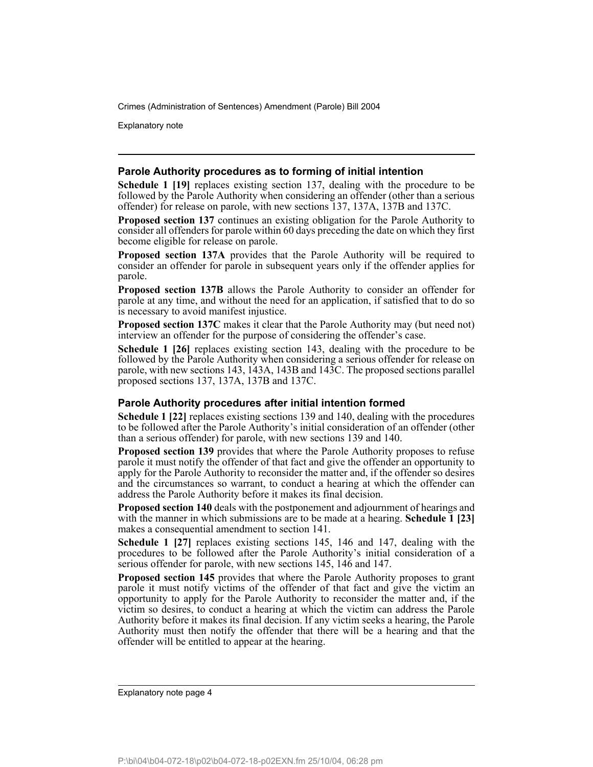## Parole Authority procedures as to forming of initial intention

**Schedule 1 [19]** replaces existing section 137, dealing with the procedure to be followed by the Parole Authority when considering an offender (other than a serious offender) for release on parole, with new sections 137, 137A, 137B and 137C.

**Proposed section 137** continues an existing obligation for the Parole Authority to consider all offenders for parole within 60 days preceding the date on which they first become eligible for release on parole.

**Proposed section 137A** provides that the Parole Authority will be required to consider an offender for parole in subsequent years only if the offender applies for parole.

**Proposed section 137B** allows the Parole Authority to consider an offender for parole at any time, and without the need for an application, if satisfied that to do so is necessary to avoid manifest injustice.

**Proposed section 137C** makes it clear that the Parole Authority may (but need not) interview an offender for the purpose of considering the offender's case.

**Schedule 1 [26]** replaces existing section 143, dealing with the procedure to be followed by the Parole Authority when considering a serious offender for release on parole, with new sections 143, 143A, 143B and 143C. The proposed sections parallel proposed sections 137, 137A, 137B and 137C.

## Parole Authority procedures after initial intention formed

**Schedule 1 [22]** replaces existing sections 139 and 140, dealing with the procedures to be followed after the Parole Authority's initial consideration of an offender (other than a serious offender) for parole, with new sections 139 and 140.

**Proposed section 139** provides that where the Parole Authority proposes to refuse parole it must notify the offender of that fact and give the offender an opportunity to apply for the Parole Authority to reconsider the matter and, if the offender so desires and the circumstances so warrant, to conduct a hearing at which the offender can address the Parole Authority before it makes its final decision.

**Proposed section 140** deals with the postponement and adjournment of hearings and with the manner in which submissions are to be made at a hearing. **Schedule 1 [23]** makes a consequential amendment to section 141.

**Schedule 1 [27]** replaces existing sections 145, 146 and 147, dealing with the procedures to be followed after the Parole Authority's initial consideration of a serious offender for parole, with new sections 145, 146 and 147.

**Proposed section 145** provides that where the Parole Authority proposes to grant parole it must notify victims of the offender of that fact and give the victim an opportunity to apply for the Parole Authority to reconsider the matter and, if the victim so desires, to conduct a hearing at which the victim can address the Parole Authority before it makes its final decision. If any victim seeks a hearing, the Parole Authority must then notify the offender that there will be a hearing and that the offender will be entitled to appear at the hearing.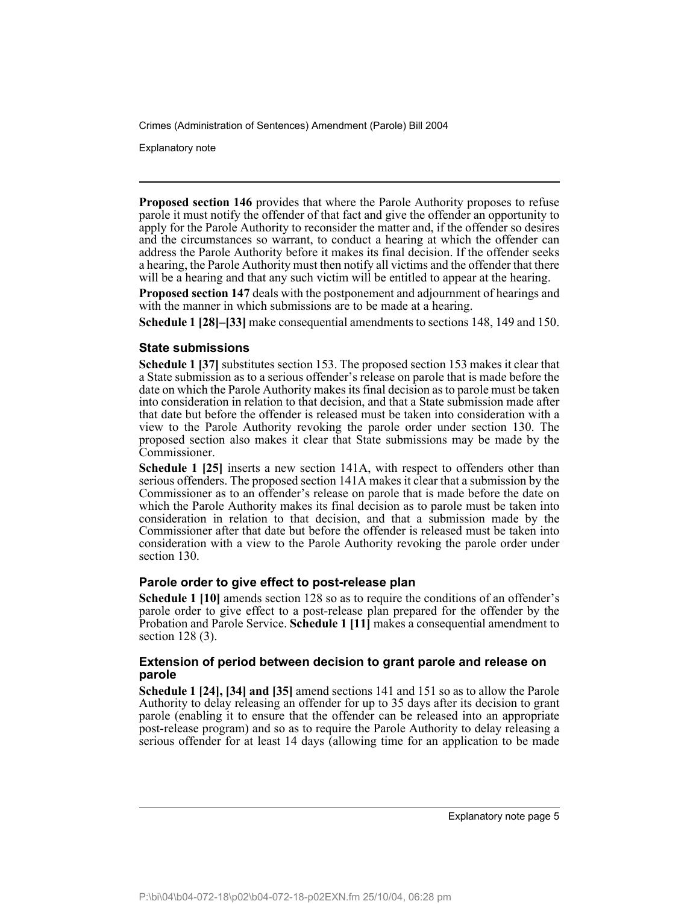**Proposed section 146** provides that where the Parole Authority proposes to refuse parole it must notify the offender of that fact and give the offender an opportunity to apply for the Parole Authority to reconsider the matter and, if the offender so desires and the circumstances so warrant, to conduct a hearing at which the offender can address the Parole Authority before it makes its final decision. If the offender seeks a hearing, the Parole Authority must then notify all victims and the offender that there will be a hearing and that any such victim will be entitled to appear at the hearing.

**Proposed section 147** deals with the postponement and adjournment of hearings and with the manner in which submissions are to be made at a hearing.

**Schedule 1 [28]–[33]** make consequential amendments to sections 148, 149 and 150.

### State submissions

**Schedule 1 [37]** substitutes section 153. The proposed section 153 makes it clear that a State submission as to a serious offender's release on parole that is made before the date on which the Parole Authority makes its final decision as to parole must be taken into consideration in relation to that decision, and that a State submission made after that date but before the offender is released must be taken into consideration with a view to the Parole Authority revoking the parole order under section 130. The proposed section also makes it clear that State submissions may be made by the Commissioner.

**Schedule 1 [25]** inserts a new section 141A, with respect to offenders other than serious offenders. The proposed section 141A makes it clear that a submission by the Commissioner as to an offender's release on parole that is made before the date on which the Parole Authority makes its final decision as to parole must be taken into consideration in relation to that decision, and that a submission made by the Commissioner after that date but before the offender is released must be taken into consideration with a view to the Parole Authority revoking the parole order under section 130.

### Parole order to give effect to post-release plan

**Schedule 1 [10]** amends section 128 so as to require the conditions of an offender's parole order to give effect to a post-release plan prepared for the offender by the Probation and Parole Service. **Schedule 1 [11]** makes a consequential amendment to section 128 (3).

### Extension of period between decision to grant parole and release on parole

**Schedule 1 [24], [34] and [35]** amend sections 141 and 151 so as to allow the Parole Authority to delay releasing an offender for up to 35 days after its decision to grant parole (enabling it to ensure that the offender can be released into an appropriate post-release program) and so as to require the Parole Authority to delay releasing a serious offender for at least 14 days (allowing time for an application to be made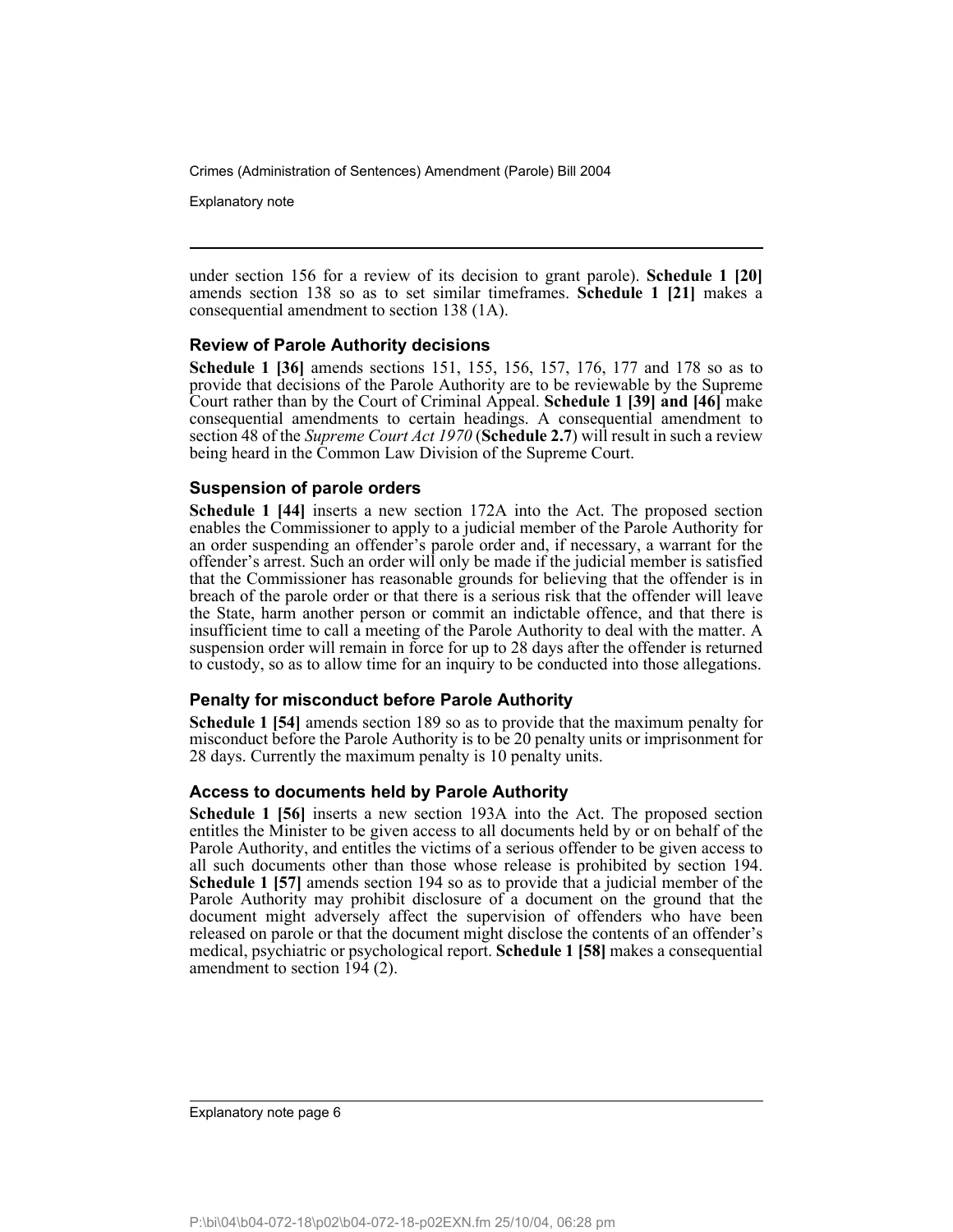under section 156 for a review of its decision to grant parole). **Schedule 1 [20]** amends section 138 so as to set similar timeframes. **Schedule 1 [21]** makes a consequential amendment to section 138 (1A).

### Review of Parole Authority decisions

**Schedule 1 [36]** amends sections 151, 155, 156, 157, 176, 177 and 178 so as to provide that decisions of the Parole Authority are to be reviewable by the Supreme Court rather than by the Court of Criminal Appeal. **Schedule 1 [39] and [46]** make consequential amendments to certain headings. A consequential amendment to section 48 of the *Supreme Court Act 1970* (**Schedule 2.7**) will result in such a review being heard in the Common Law Division of the Supreme Court.

### Suspension of parole orders

**Schedule 1 [44]** inserts a new section 172A into the Act. The proposed section enables the Commissioner to apply to a judicial member of the Parole Authority for an order suspending an offender's parole order and, if necessary, a warrant for the offender's arrest. Such an order will only be made if the judicial member is satisfied that the Commissioner has reasonable grounds for believing that the offender is in breach of the parole order or that there is a serious risk that the offender will leave the State, harm another person or commit an indictable offence, and that there is insufficient time to call a meeting of the Parole Authority to deal with the matter. A suspension order will remain in force for up to 28 days after the offender is returned to custody, so as to allow time for an inquiry to be conducted into those allegations.

### Penalty for misconduct before Parole Authority

**Schedule 1 [54]** amends section 189 so as to provide that the maximum penalty for misconduct before the Parole Authority is to be 20 penalty units or imprisonment for 28 days. Currently the maximum penalty is 10 penalty units.

### Access to documents held by Parole Authority

**Schedule 1 [56]** inserts a new section 193A into the Act. The proposed section entitles the Minister to be given access to all documents held by or on behalf of the Parole Authority, and entitles the victims of a serious offender to be given access to all such documents other than those whose release is prohibited by section 194. **Schedule 1 [57]** amends section 194 so as to provide that a judicial member of the Parole Authority may prohibit disclosure of a document on the ground that the document might adversely affect the supervision of offenders who have been released on parole or that the document might disclose the contents of an offender's medical, psychiatric or psychological report. **Schedule 1 [58]** makes a consequential amendment to section 194 (2).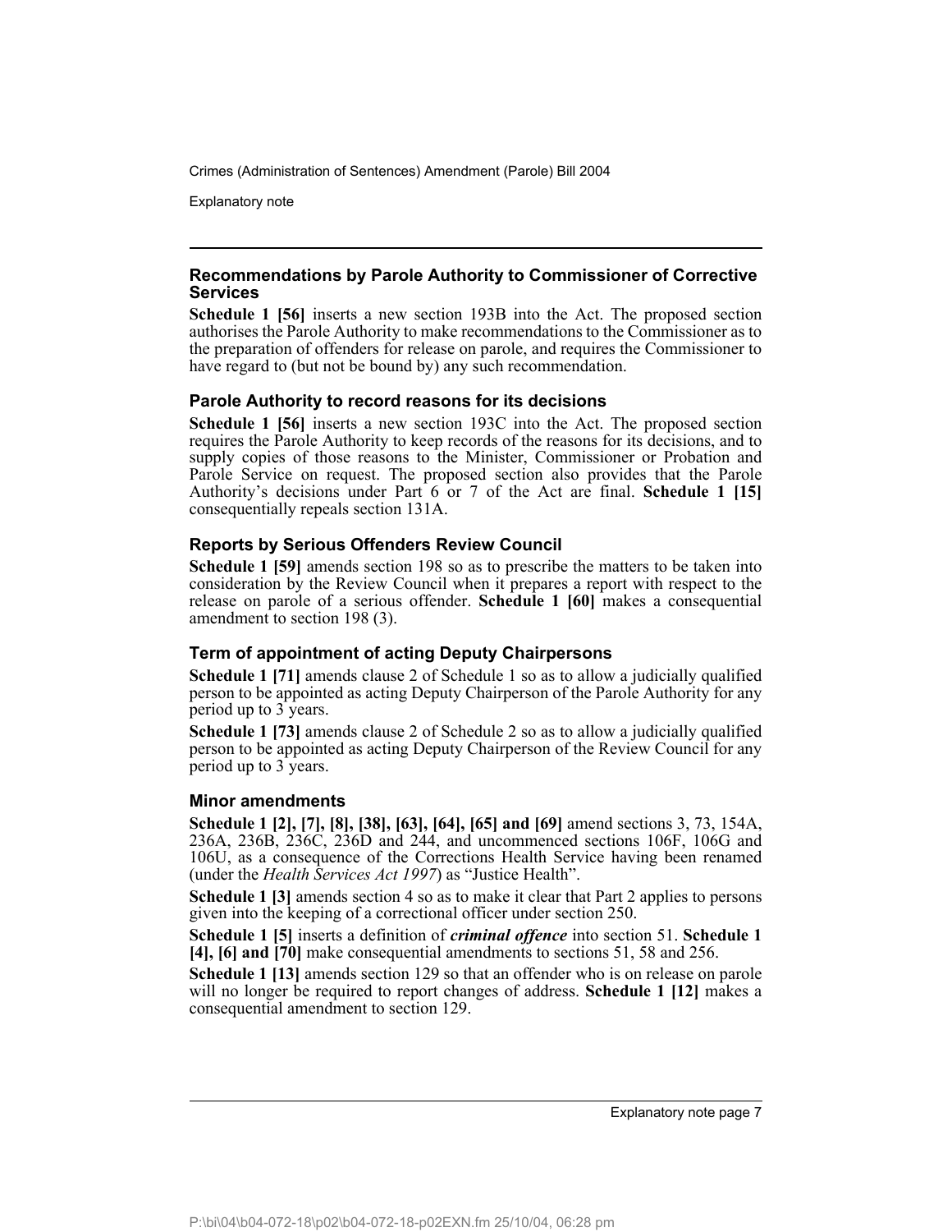### Recommendations by Parole Authority to Commissioner of Corrective Services

**Schedule 1 [56]** inserts a new section 193B into the Act. The proposed section authorises the Parole Authority to make recommendations to the Commissioner as to the preparation of offenders for release on parole, and requires the Commissioner to have regard to (but not be bound by) any such recommendation.

### Parole Authority to record reasons for its decisions

**Schedule 1 [56]** inserts a new section 193C into the Act. The proposed section requires the Parole Authority to keep records of the reasons for its decisions, and to supply copies of those reasons to the Minister, Commissioner or Probation and Parole Service on request. The proposed section also provides that the Parole Authority's decisions under Part 6 or 7 of the Act are final. **Schedule 1 [15]** consequentially repeals section 131A.

### Reports by Serious Offenders Review Council

**Schedule 1 [59]** amends section 198 so as to prescribe the matters to be taken into consideration by the Review Council when it prepares a report with respect to the release on parole of a serious offender. **Schedule 1 [60]** makes a consequential amendment to section 198 (3).

### Term of appointment of acting Deputy Chairpersons

**Schedule 1 [71]** amends clause 2 of Schedule 1 so as to allow a judicially qualified person to be appointed as acting Deputy Chairperson of the Parole Authority for any period up to 3 years.

**Schedule 1 [73]** amends clause 2 of Schedule 2 so as to allow a judicially qualified person to be appointed as acting Deputy Chairperson of the Review Council for any period up to 3 years.

### Minor amendments

**Schedule 1 [2], [7], [8], [38], [63], [64], [65] and [69]** amend sections 3, 73, 154A, 236A, 236B, 236C, 236D and 244, and uncommenced sections 106F, 106G and 106U, as a consequence of the Corrections Health Service having been renamed (under the *Health Services Act 1997*) as "Justice Health".

**Schedule 1 [3]** amends section 4 so as to make it clear that Part 2 applies to persons given into the keeping of a correctional officer under section 250.

**Schedule 1 [5]** inserts a definition of ***criminal offence*** into section 51. **Schedule 1 [4], [6] and [70]** make consequential amendments to sections 51, 58 and 256.

**Schedule 1 [13]** amends section 129 so that an offender who is on release on parole will no longer be required to report changes of address. **Schedule 1 [12]** makes a consequential amendment to section 129.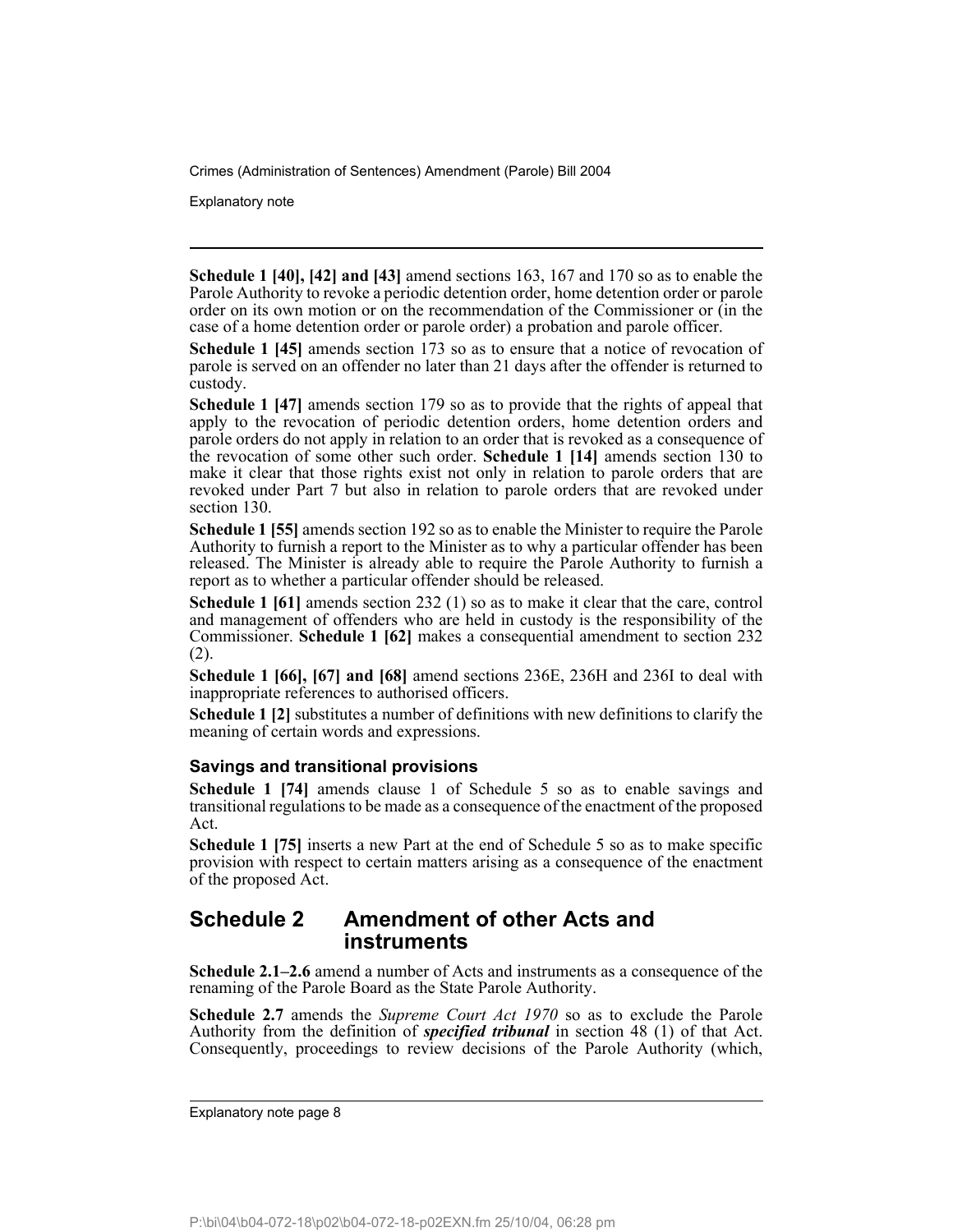**Schedule 1 [40], [42] and [43]** amend sections 163, 167 and 170 so as to enable the Parole Authority to revoke a periodic detention order, home detention order or parole order on its own motion or on the recommendation of the Commissioner or (in the case of a home detention order or parole order) a probation and parole officer.

**Schedule 1 [45]** amends section 173 so as to ensure that a notice of revocation of parole is served on an offender no later than 21 days after the offender is returned to custody.

**Schedule 1 [47]** amends section 179 so as to provide that the rights of appeal that apply to the revocation of periodic detention orders, home detention orders and parole orders do not apply in relation to an order that is revoked as a consequence of the revocation of some other such order. **Schedule 1 [14]** amends section 130 to make it clear that those rights exist not only in relation to parole orders that are revoked under Part 7 but also in relation to parole orders that are revoked under section 130.

**Schedule 1 [55]** amends section 192 so as to enable the Minister to require the Parole Authority to furnish a report to the Minister as to why a particular offender has been released. The Minister is already able to require the Parole Authority to furnish a report as to whether a particular offender should be released.

**Schedule 1 [61]** amends section 232 (1) so as to make it clear that the care, control and management of offenders who are held in custody is the responsibility of the Commissioner. **Schedule 1 [62]** makes a consequential amendment to section 232 (2).

**Schedule 1 [66], [67] and [68]** amend sections 236E, 236H and 236I to deal with inappropriate references to authorised officers.

**Schedule 1 [2]** substitutes a number of definitions with new definitions to clarify the meaning of certain words and expressions.

### Savings and transitional provisions

**Schedule 1 [74]** amends clause 1 of Schedule 5 so as to enable savings and transitional regulations to be made as a consequence of the enactment of the proposed Act.

**Schedule 1 [75]** inserts a new Part at the end of Schedule 5 so as to make specific provision with respect to certain matters arising as a consequence of the enactment of the proposed Act.

## Schedule 2 Amendment of other Acts and instruments

**Schedule 2.1–2.6** amend a number of Acts and instruments as a consequence of the renaming of the Parole Board as the State Parole Authority.

**Schedule 2.7** amends the *Supreme Court Act 1970* so as to exclude the Parole Authority from the definition of ***specified tribunal*** in section 48 (1) of that Act. Consequently, proceedings to review decisions of the Parole Authority (which,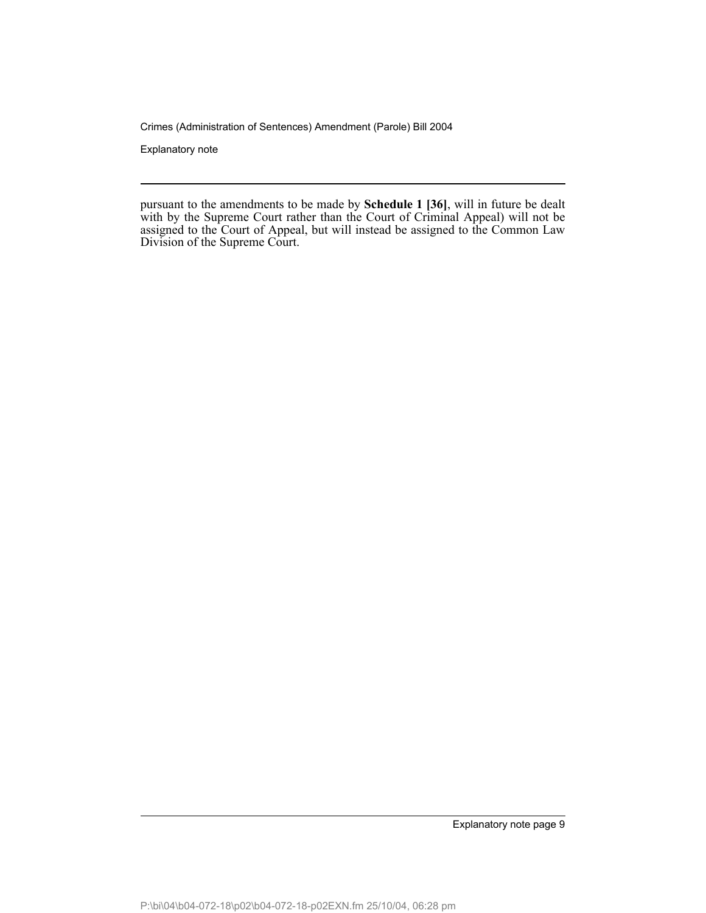pursuant to the amendments to be made by **Schedule 1 [36]**, will in future be dealt with by the Supreme Court rather than the Court of Criminal Appeal) will not be assigned to the Court of Appeal, but will instead be assigned to the Common Law Division of the Supreme Court.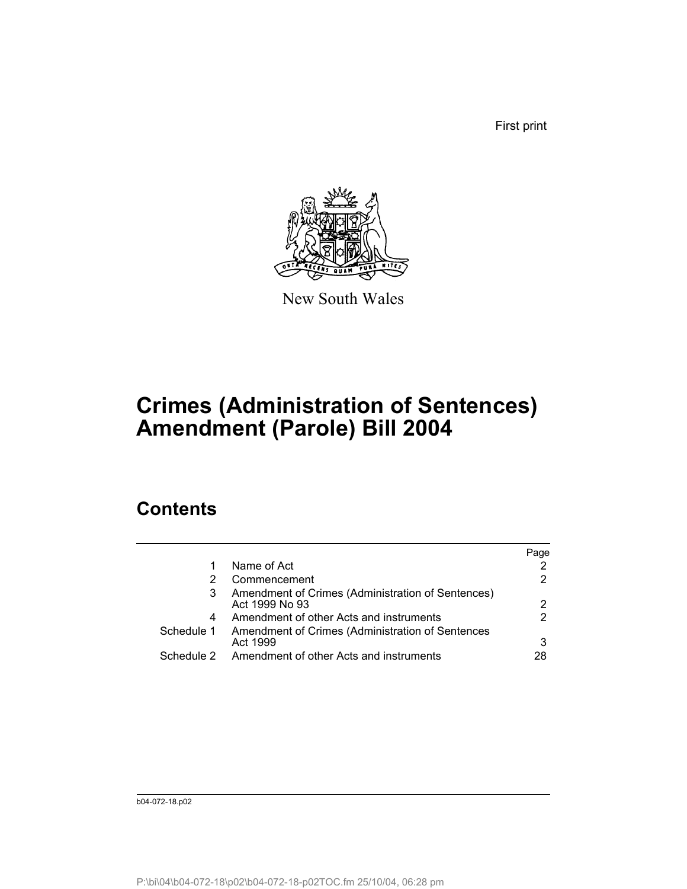First print

New South Wales

# Crimes (Administration of Sentences) Amendment (Parole) Bill 2004

## Contents

| | | Page |
|---|---|---|
| 1 | Name of Act | 2 |
| 2 | Commencement | 2 |
| 3 | Amendment of Crimes (Administration of Sentences) Act 1999 No 93 | 2 |
| 4 | Amendment of other Acts and instruments | 2 |
| Schedule 1 | Amendment of Crimes (Administration of Sentences Act 1999 | 3 |
| Schedule 2 | Amendment of other Acts and instruments | 28 |

b04-072-18.p02

P:\bi\04\b04-072-18\p02\b04-072-18-p02TOC.fm 25/10/04, 06:28 pm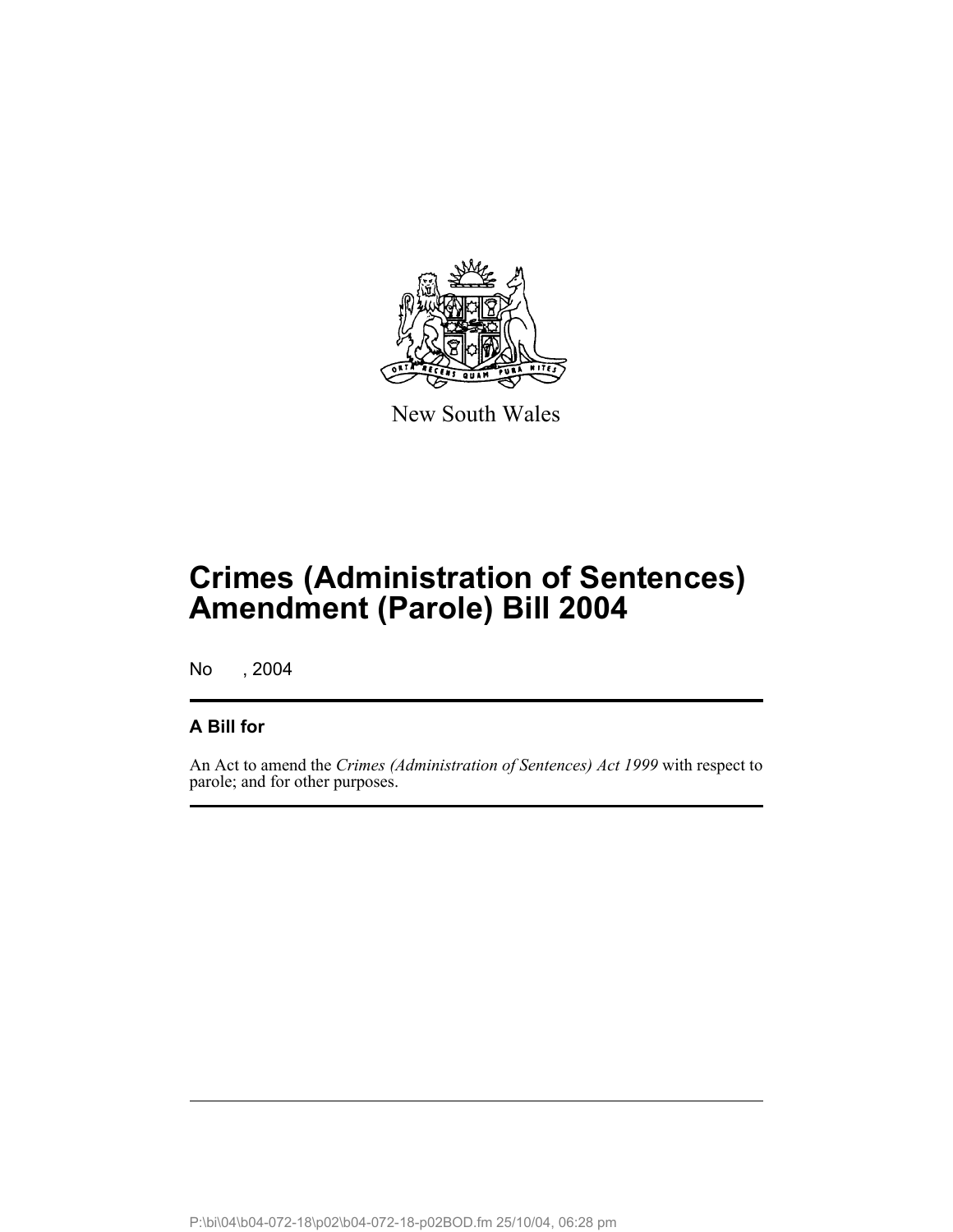New South Wales

# Crimes (Administration of Sentences) Amendment (Parole) Bill 2004

No , 2004

## A Bill for

An Act to amend the *Crimes (Administration of Sentences) Act 1999* with respect to parole; and for other purposes.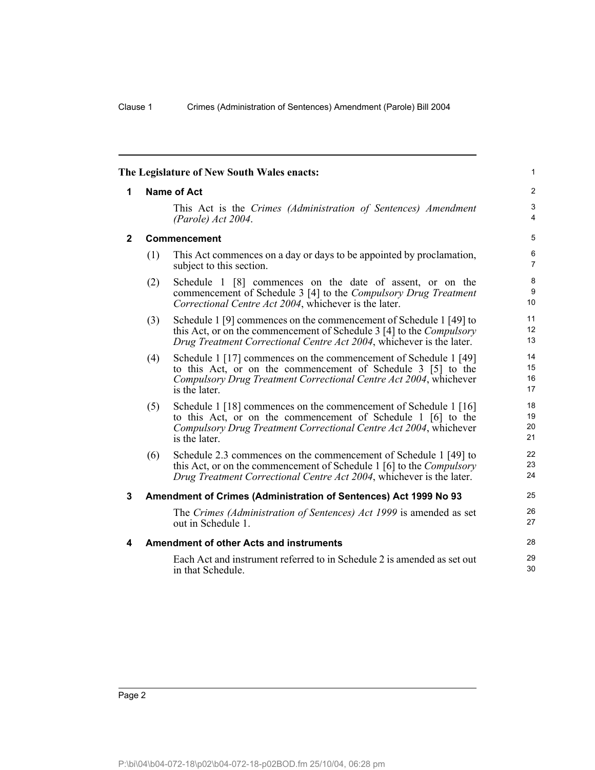The Legislature of New South Wales enacts:

## 1 Name of Act

This Act is the *Crimes (Administration of Sentences) Amendment (Parole) Act 2004*.

## 2 Commencement

(1) This Act commences on a day or days to be appointed by proclamation, subject to this section.

(2) Schedule 1 [8] commences on the date of assent, or on the commencement of Schedule 3 [4] to the *Compulsory Drug Treatment Correctional Centre Act 2004*, whichever is the later.

(3) Schedule 1 [9] commences on the commencement of Schedule 1 [49] to this Act, or on the commencement of Schedule 3 [4] to the *Compulsory Drug Treatment Correctional Centre Act 2004*, whichever is the later.

(4) Schedule 1 [17] commences on the commencement of Schedule 1 [49] to this Act, or on the commencement of Schedule 3 [5] to the *Compulsory Drug Treatment Correctional Centre Act 2004*, whichever is the later.

(5) Schedule 1 [18] commences on the commencement of Schedule 1 [16] to this Act, or on the commencement of Schedule 1 [6] to the *Compulsory Drug Treatment Correctional Centre Act 2004*, whichever is the later.

(6) Schedule 2.3 commences on the commencement of Schedule 1 [49] to this Act, or on the commencement of Schedule 1 [6] to the *Compulsory Drug Treatment Correctional Centre Act 2004*, whichever is the later.

## 3 Amendment of Crimes (Administration of Sentences) Act 1999 No 93

The *Crimes (Administration of Sentences) Act 1999* is amended as set out in Schedule 1.

## 4 Amendment of other Acts and instruments

Each Act and instrument referred to in Schedule 2 is amended as set out in that Schedule.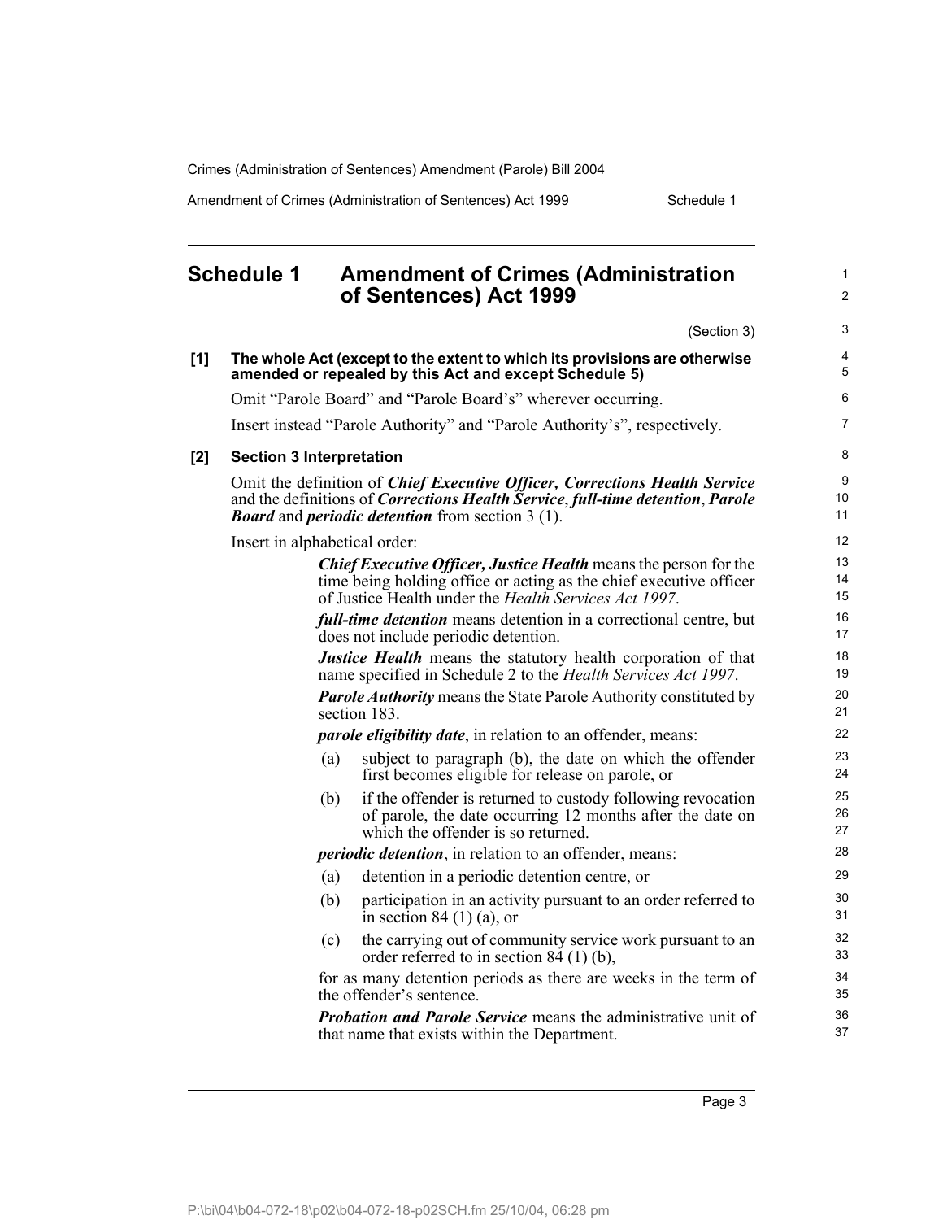## Schedule 1 Amendment of Crimes (Administration of Sentences) Act 1999

(Section 3)

**[1] The whole Act (except to the extent to which its provisions are otherwise amended or repealed by this Act and except Schedule 5)**

Omit "Parole Board" and "Parole Board's" wherever occurring.

Insert instead "Parole Authority" and "Parole Authority's", respectively.

**[2] Section 3 Interpretation**

Omit the definition of ***Chief Executive Officer, Corrections Health Service*** and the definitions of ***Corrections Health Service***, ***full-time detention***, ***Parole Board*** and ***periodic detention*** from section 3 (1).

Insert in alphabetical order:

> ***Chief Executive Officer, Justice Health*** means the person for the time being holding office or acting as the chief executive officer of Justice Health under the *Health Services Act 1997*.
>
> ***full-time detention*** means detention in a correctional centre, but does not include periodic detention.
>
> ***Justice Health*** means the statutory health corporation of that name specified in Schedule 2 to the *Health Services Act 1997*.
>
> ***Parole Authority*** means the State Parole Authority constituted by section 183.
>
> ***parole eligibility date***, in relation to an offender, means:
>
> (a) subject to paragraph (b), the date on which the offender first becomes eligible for release on parole, or
>
> (b) if the offender is returned to custody following revocation of parole, the date occurring 12 months after the date on which the offender is so returned.
>
> ***periodic detention***, in relation to an offender, means:
>
> (a) detention in a periodic detention centre, or
>
> (b) participation in an activity pursuant to an order referred to in section 84 (1) (a), or
>
> (c) the carrying out of community service work pursuant to an order referred to in section 84 (1) (b),
>
> for as many detention periods as there are weeks in the term of the offender's sentence.
>
> ***Probation and Parole Service*** means the administrative unit of that name that exists within the Department.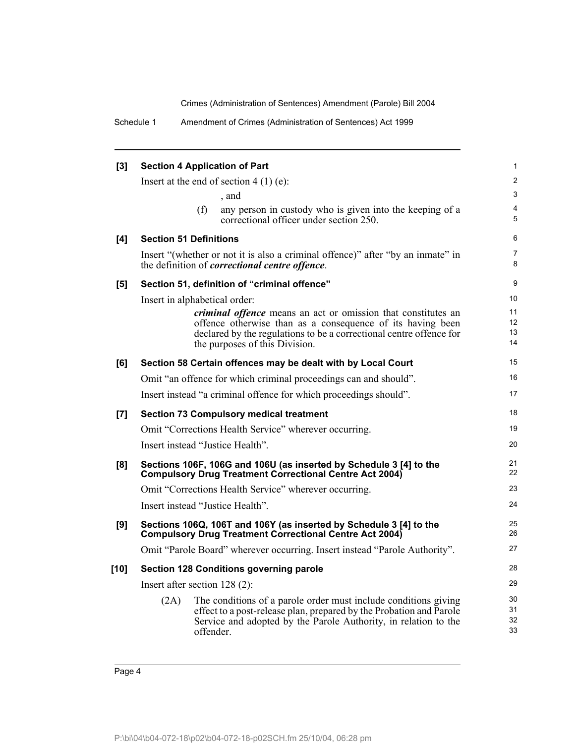**[3] Section 4 Application of Part**

Insert at the end of section 4 (1) (e):

, and

(f) any person in custody who is given into the keeping of a correctional officer under section 250.

**[4] Section 51 Definitions**

Insert "(whether or not it is also a criminal offence)" after "by an inmate" in the definition of ***correctional centre offence***.

**[5] Section 51, definition of "criminal offence"**

Insert in alphabetical order:

***criminal offence*** means an act or omission that constitutes an offence otherwise than as a consequence of its having been declared by the regulations to be a correctional centre offence for the purposes of this Division.

**[6] Section 58 Certain offences may be dealt with by Local Court**

Omit "an offence for which criminal proceedings can and should".

Insert instead "a criminal offence for which proceedings should".

**[7] Section 73 Compulsory medical treatment**

Omit "Corrections Health Service" wherever occurring.

Insert instead "Justice Health".

**[8] Sections 106F, 106G and 106U (as inserted by Schedule 3 [4] to the Compulsory Drug Treatment Correctional Centre Act 2004)**

Omit "Corrections Health Service" wherever occurring.

Insert instead "Justice Health".

**[9] Sections 106Q, 106T and 106Y (as inserted by Schedule 3 [4] to the Compulsory Drug Treatment Correctional Centre Act 2004)**

Omit "Parole Board" wherever occurring. Insert instead "Parole Authority".

**[10] Section 128 Conditions governing parole**

Insert after section 128 (2):

(2A) The conditions of a parole order must include conditions giving effect to a post-release plan, prepared by the Probation and Parole Service and adopted by the Parole Authority, in relation to the offender.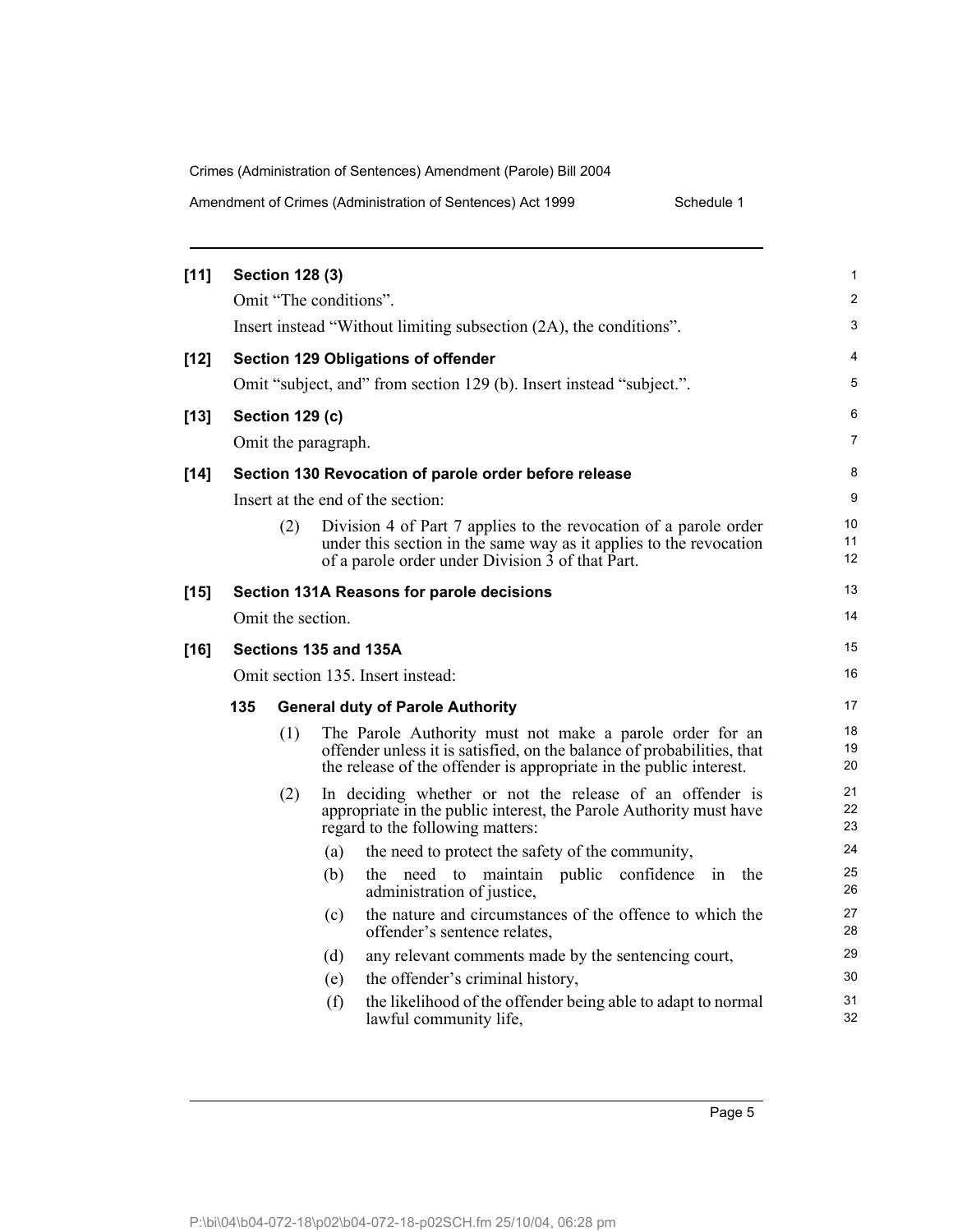**[11] Section 128 (3)**

Omit "The conditions".

Insert instead "Without limiting subsection (2A), the conditions".

**[12] Section 129 Obligations of offender**

Omit "subject, and" from section 129 (b). Insert instead "subject.".

**[13] Section 129 (c)**

Omit the paragraph.

**[14] Section 130 Revocation of parole order before release**

Insert at the end of the section:

(2) Division 4 of Part 7 applies to the revocation of a parole order under this section in the same way as it applies to the revocation of a parole order under Division 3 of that Part.

**[15] Section 131A Reasons for parole decisions**

Omit the section.

**[16] Sections 135 and 135A**

Omit section 135. Insert instead:

**135 General duty of Parole Authority**

(1) The Parole Authority must not make a parole order for an offender unless it is satisfied, on the balance of probabilities, that the release of the offender is appropriate in the public interest.

(2) In deciding whether or not the release of an offender is appropriate in the public interest, the Parole Authority must have regard to the following matters:

(a) the need to protect the safety of the community,

(b) the need to maintain public confidence in the administration of justice,

(c) the nature and circumstances of the offence to which the offender's sentence relates,

(d) any relevant comments made by the sentencing court,

(e) the offender's criminal history,

(f) the likelihood of the offender being able to adapt to normal lawful community life,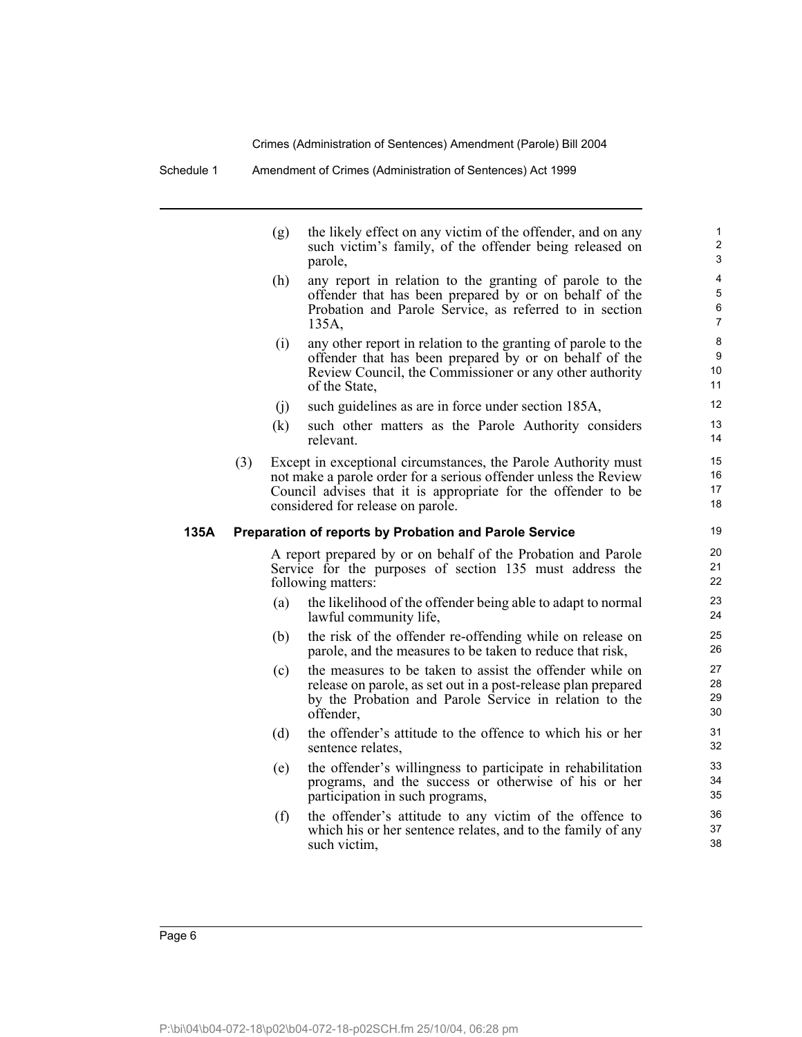(g) the likely effect on any victim of the offender, and on any such victim's family, of the offender being released on parole,

(h) any report in relation to the granting of parole to the offender that has been prepared by or on behalf of the Probation and Parole Service, as referred to in section 135A,

(i) any other report in relation to the granting of parole to the offender that has been prepared by or on behalf of the Review Council, the Commissioner or any other authority of the State,

(j) such guidelines as are in force under section 185A,

(k) such other matters as the Parole Authority considers relevant.

(3) Except in exceptional circumstances, the Parole Authority must not make a parole order for a serious offender unless the Review Council advises that it is appropriate for the offender to be considered for release on parole.

**135A Preparation of reports by Probation and Parole Service**

A report prepared by or on behalf of the Probation and Parole Service for the purposes of section 135 must address the following matters:

(a) the likelihood of the offender being able to adapt to normal lawful community life,

(b) the risk of the offender re-offending while on release on parole, and the measures to be taken to reduce that risk,

(c) the measures to be taken to assist the offender while on release on parole, as set out in a post-release plan prepared by the Probation and Parole Service in relation to the offender,

(d) the offender's attitude to the offence to which his or her sentence relates,

(e) the offender's willingness to participate in rehabilitation programs, and the success or otherwise of his or her participation in such programs,

(f) the offender's attitude to any victim of the offence to which his or her sentence relates, and to the family of any such victim,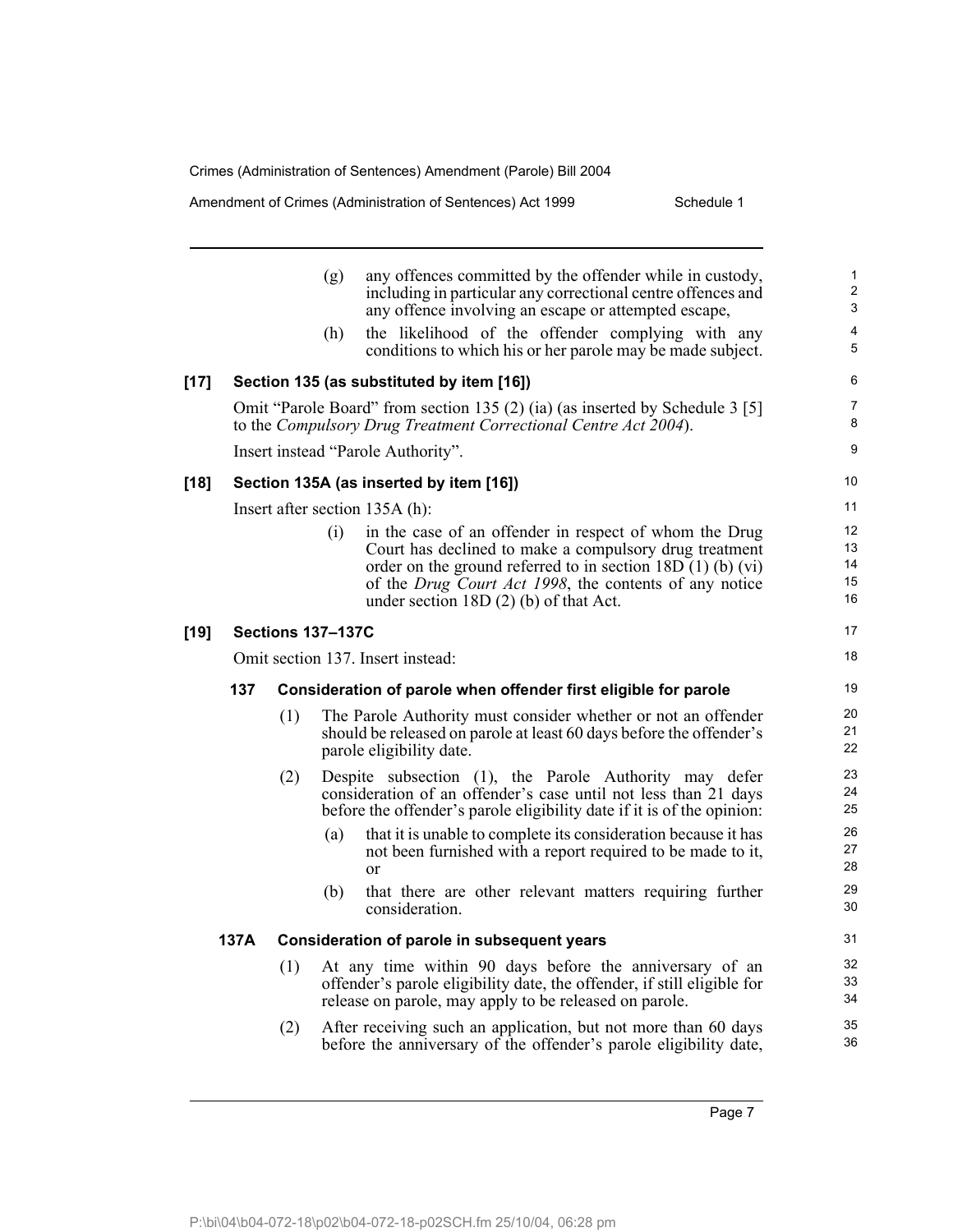(g) any offences committed by the offender while in custody, including in particular any correctional centre offences and any offence involving an escape or attempted escape,

(h) the likelihood of the offender complying with any conditions to which his or her parole may be made subject.

**[17] Section 135 (as substituted by item [16])**

Omit "Parole Board" from section 135 (2) (ia) (as inserted by Schedule 3 [5] to the *Compulsory Drug Treatment Correctional Centre Act 2004*).

Insert instead "Parole Authority".

**[18] Section 135A (as inserted by item [16])**

Insert after section 135A (h):

(i) in the case of an offender in respect of whom the Drug Court has declined to make a compulsory drug treatment order on the ground referred to in section 18D (1) (b) (vi) of the *Drug Court Act 1998*, the contents of any notice under section 18D (2) (b) of that Act.

**[19] Sections 137–137C**

Omit section 137. Insert instead:

**137 Consideration of parole when offender first eligible for parole**

(1) The Parole Authority must consider whether or not an offender should be released on parole at least 60 days before the offender's parole eligibility date.

(2) Despite subsection (1), the Parole Authority may defer consideration of an offender's case until not less than 21 days before the offender's parole eligibility date if it is of the opinion:

(a) that it is unable to complete its consideration because it has not been furnished with a report required to be made to it, or

(b) that there are other relevant matters requiring further consideration.

**137A Consideration of parole in subsequent years**

(1) At any time within 90 days before the anniversary of an offender's parole eligibility date, the offender, if still eligible for release on parole, may apply to be released on parole.

(2) After receiving such an application, but not more than 60 days before the anniversary of the offender's parole eligibility date,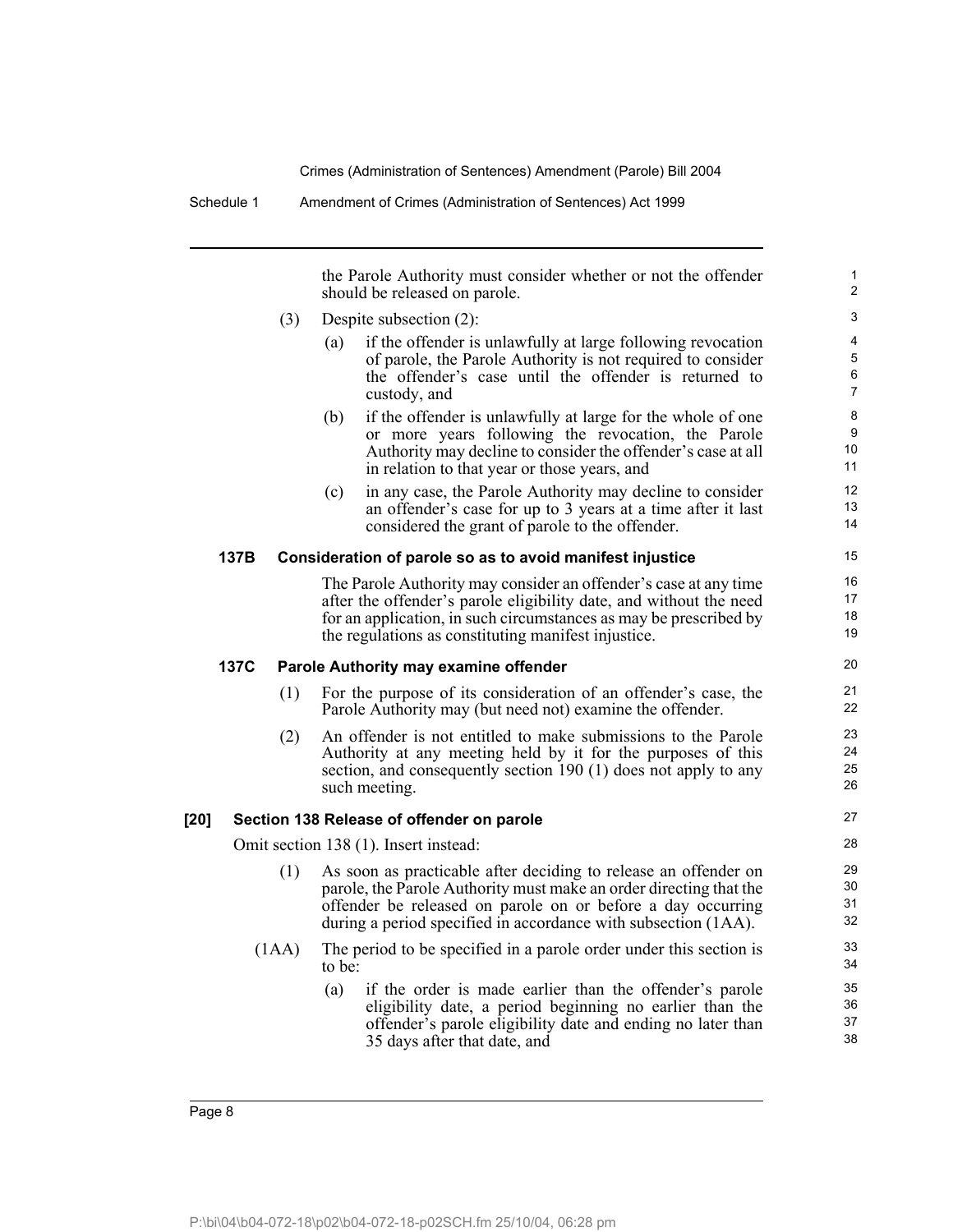the Parole Authority must consider whether or not the offender should be released on parole.

(3) Despite subsection (2):

(a) if the offender is unlawfully at large following revocation of parole, the Parole Authority is not required to consider the offender's case until the offender is returned to custody, and

(b) if the offender is unlawfully at large for the whole of one or more years following the revocation, the Parole Authority may decline to consider the offender's case at all in relation to that year or those years, and

(c) in any case, the Parole Authority may decline to consider an offender's case for up to 3 years at a time after it last considered the grant of parole to the offender.

**137B Consideration of parole so as to avoid manifest injustice**

The Parole Authority may consider an offender's case at any time after the offender's parole eligibility date, and without the need for an application, in such circumstances as may be prescribed by the regulations as constituting manifest injustice.

**137C Parole Authority may examine offender**

(1) For the purpose of its consideration of an offender's case, the Parole Authority may (but need not) examine the offender.

(2) An offender is not entitled to make submissions to the Parole Authority at any meeting held by it for the purposes of this section, and consequently section 190 (1) does not apply to any such meeting.

**[20] Section 138 Release of offender on parole**

Omit section 138 (1). Insert instead:

(1) As soon as practicable after deciding to release an offender on parole, the Parole Authority must make an order directing that the offender be released on parole on or before a day occurring during a period specified in accordance with subsection (1AA).

(1AA) The period to be specified in a parole order under this section is to be:

(a) if the order is made earlier than the offender's parole eligibility date, a period beginning no earlier than the offender's parole eligibility date and ending no later than 35 days after that date, and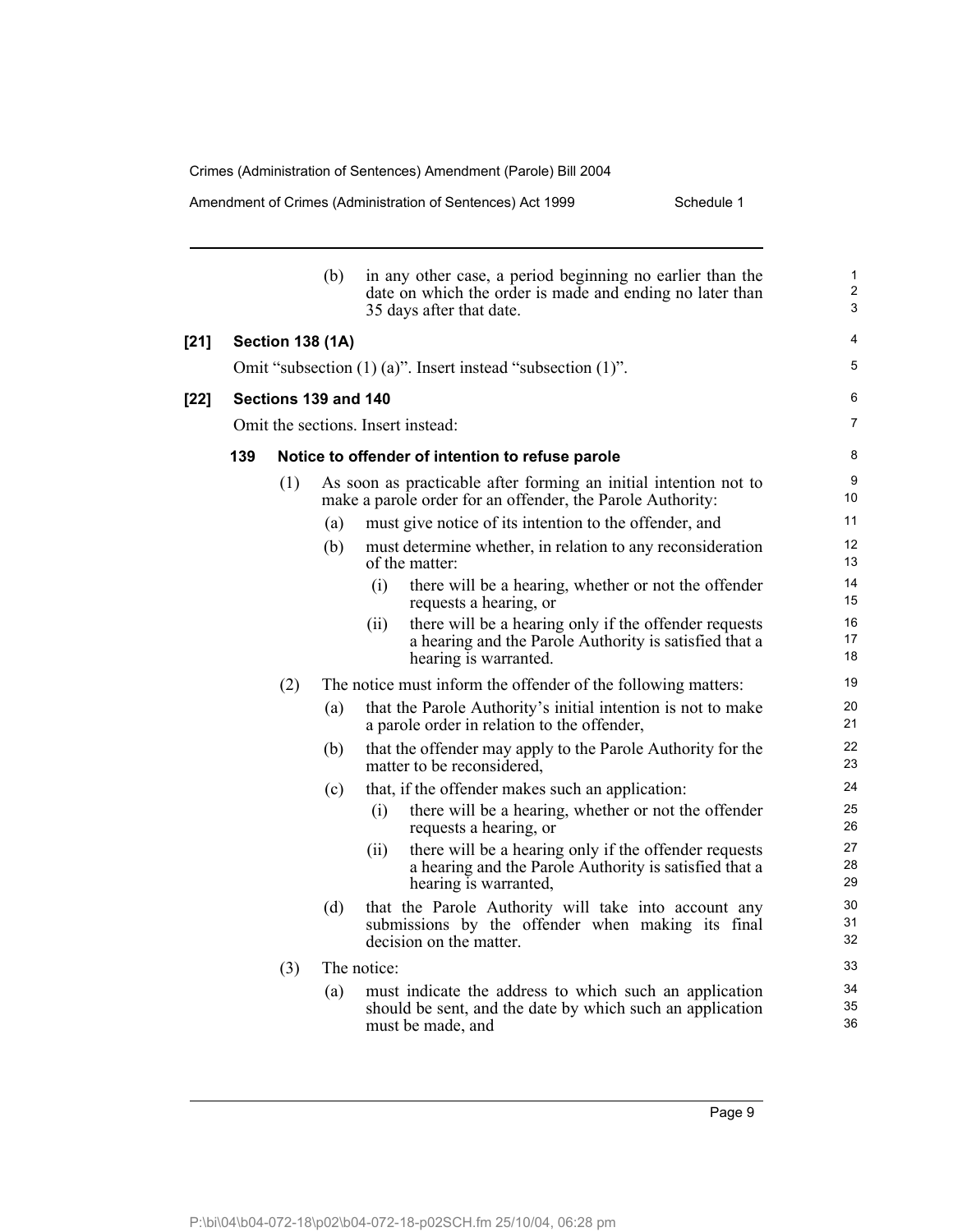(b) in any other case, a period beginning no earlier than the date on which the order is made and ending no later than 35 days after that date.

**[21] Section 138 (1A)**

Omit "subsection (1) (a)". Insert instead "subsection (1)".

**[22] Sections 139 and 140**

Omit the sections. Insert instead:

**139 Notice to offender of intention to refuse parole**

(1) As soon as practicable after forming an initial intention not to make a parole order for an offender, the Parole Authority:

(a) must give notice of its intention to the offender, and

(b) must determine whether, in relation to any reconsideration of the matter:

(i) there will be a hearing, whether or not the offender requests a hearing, or

(ii) there will be a hearing only if the offender requests a hearing and the Parole Authority is satisfied that a hearing is warranted.

(2) The notice must inform the offender of the following matters:

(a) that the Parole Authority's initial intention is not to make a parole order in relation to the offender,

(b) that the offender may apply to the Parole Authority for the matter to be reconsidered,

(c) that, if the offender makes such an application:

(i) there will be a hearing, whether or not the offender requests a hearing, or

(ii) there will be a hearing only if the offender requests a hearing and the Parole Authority is satisfied that a hearing is warranted,

(d) that the Parole Authority will take into account any submissions by the offender when making its final decision on the matter.

(3) The notice:

(a) must indicate the address to which such an application should be sent, and the date by which such an application must be made, and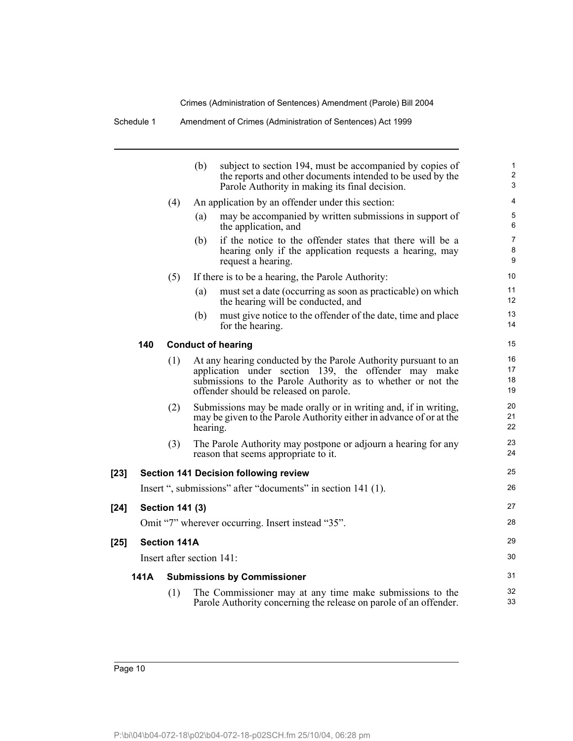(b) subject to section 194, must be accompanied by copies of the reports and other documents intended to be used by the Parole Authority in making its final decision.

(4) An application by an offender under this section:

(a) may be accompanied by written submissions in support of the application, and

(b) if the notice to the offender states that there will be a hearing only if the application requests a hearing, may request a hearing.

(5) If there is to be a hearing, the Parole Authority:

(a) must set a date (occurring as soon as practicable) on which the hearing will be conducted, and

(b) must give notice to the offender of the date, time and place for the hearing.

**140 Conduct of hearing**

(1) At any hearing conducted by the Parole Authority pursuant to an application under section 139, the offender may make submissions to the Parole Authority as to whether or not the offender should be released on parole.

(2) Submissions may be made orally or in writing and, if in writing, may be given to the Parole Authority either in advance of or at the hearing.

(3) The Parole Authority may postpone or adjourn a hearing for any reason that seems appropriate to it.

**[23] Section 141 Decision following review**

Insert ", submissions" after "documents" in section 141 (1).

**[24] Section 141 (3)**

Omit "7" wherever occurring. Insert instead "35".

**[25] Section 141A**

Insert after section 141:

**141A Submissions by Commissioner**

(1) The Commissioner may at any time make submissions to the Parole Authority concerning the release on parole of an offender.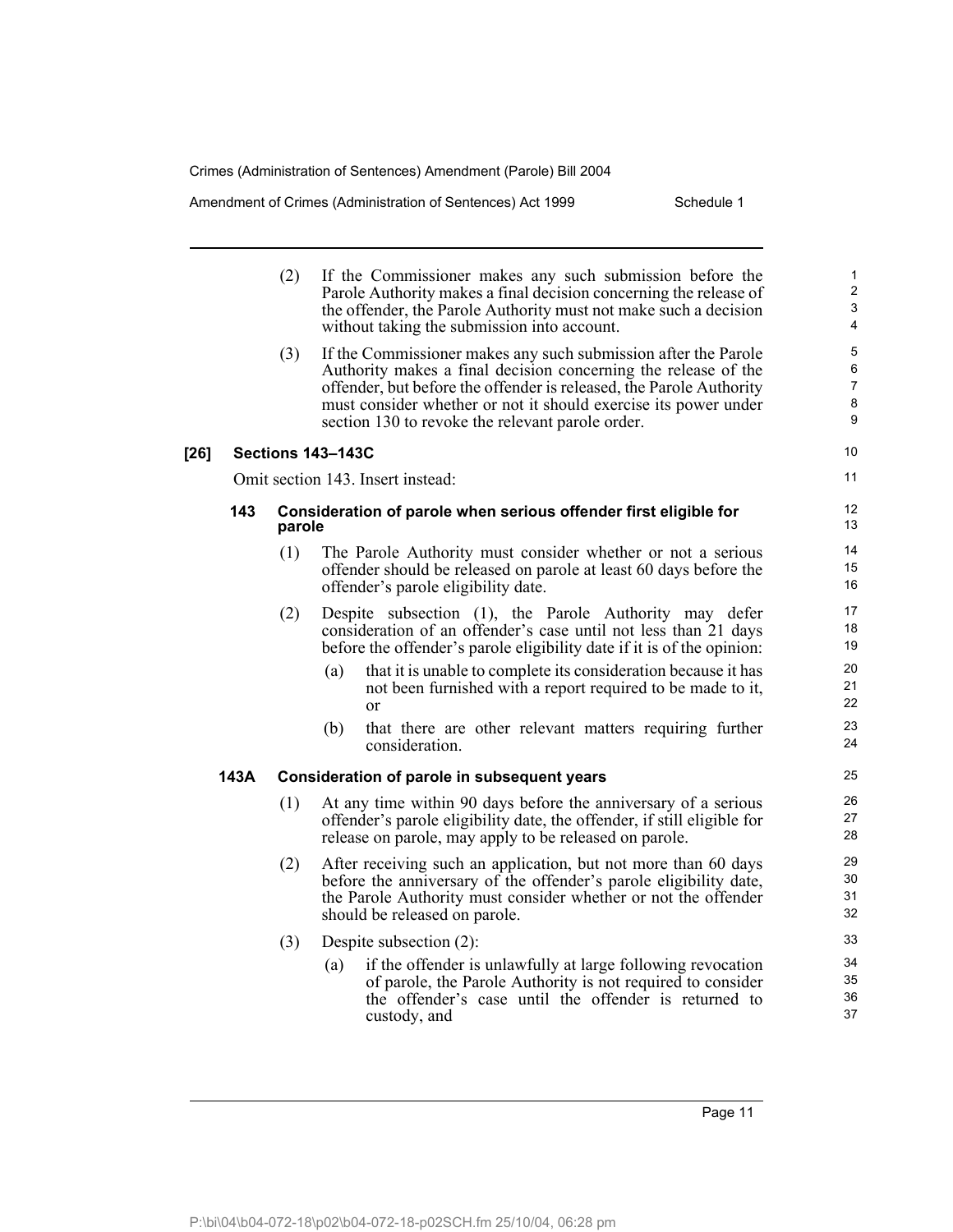(2) If the Commissioner makes any such submission before the Parole Authority makes a final decision concerning the release of the offender, the Parole Authority must not make such a decision without taking the submission into account.

(3) If the Commissioner makes any such submission after the Parole Authority makes a final decision concerning the release of the offender, but before the offender is released, the Parole Authority must consider whether or not it should exercise its power under section 130 to revoke the relevant parole order.

### [26] Sections 143–143C

Omit section 143. Insert instead:

#### 143 Consideration of parole when serious offender first eligible for parole

(1) The Parole Authority must consider whether or not a serious offender should be released on parole at least 60 days before the offender's parole eligibility date.

(2) Despite subsection (1), the Parole Authority may defer consideration of an offender's case until not less than 21 days before the offender's parole eligibility date if it is of the opinion:

(a) that it is unable to complete its consideration because it has not been furnished with a report required to be made to it, or

(b) that there are other relevant matters requiring further consideration.

#### 143A Consideration of parole in subsequent years

(1) At any time within 90 days before the anniversary of a serious offender's parole eligibility date, the offender, if still eligible for release on parole, may apply to be released on parole.

(2) After receiving such an application, but not more than 60 days before the anniversary of the offender's parole eligibility date, the Parole Authority must consider whether or not the offender should be released on parole.

(3) Despite subsection (2):

(a) if the offender is unlawfully at large following revocation of parole, the Parole Authority is not required to consider the offender's case until the offender is returned to custody, and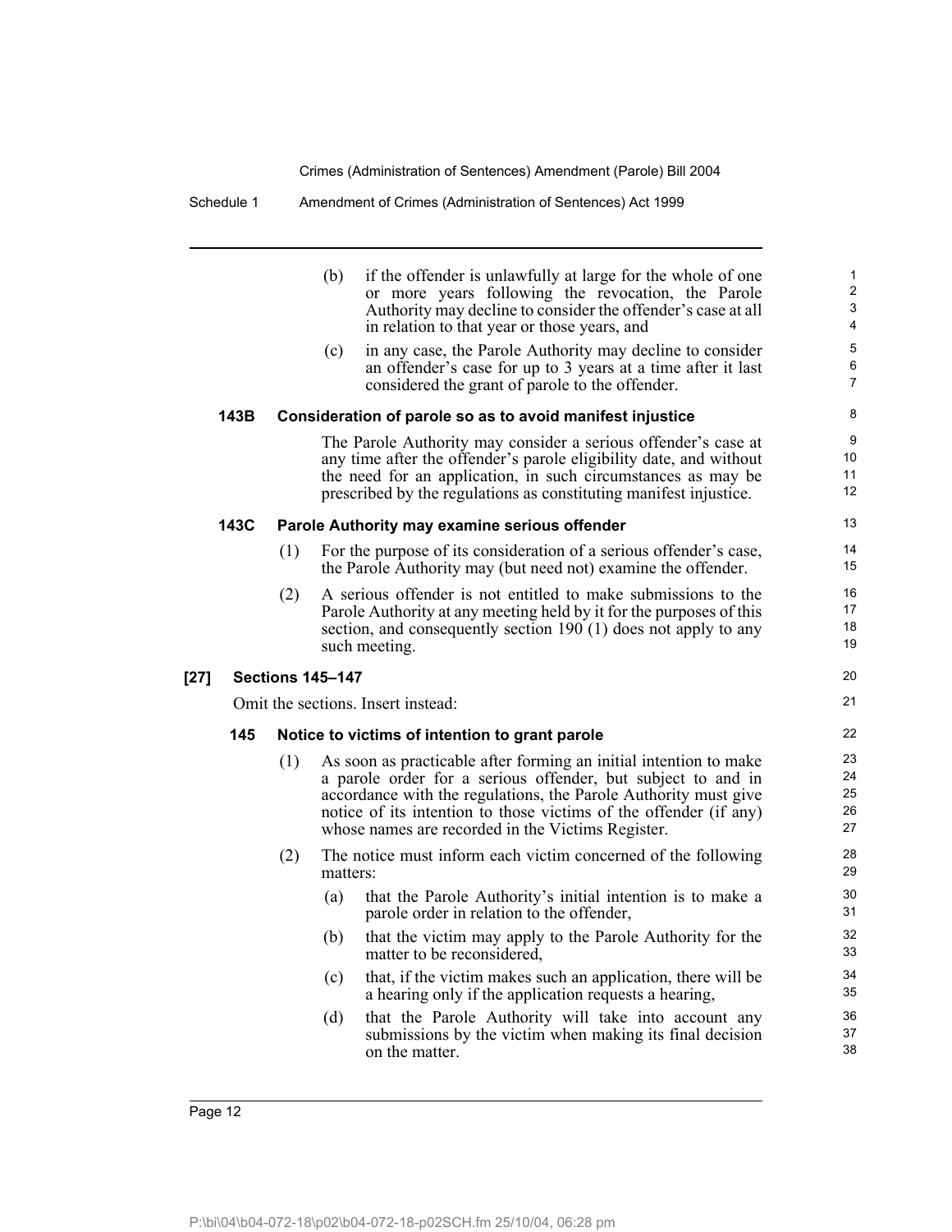(b) if the offender is unlawfully at large for the whole of one or more years following the revocation, the Parole Authority may decline to consider the offender's case at all in relation to that year or those years, and

(c) in any case, the Parole Authority may decline to consider an offender's case for up to 3 years at a time after it last considered the grant of parole to the offender.

**143B Consideration of parole so as to avoid manifest injustice**

The Parole Authority may consider a serious offender's case at any time after the offender's parole eligibility date, and without the need for an application, in such circumstances as may be prescribed by the regulations as constituting manifest injustice.

**143C Parole Authority may examine serious offender**

(1) For the purpose of its consideration of a serious offender's case, the Parole Authority may (but need not) examine the offender.

(2) A serious offender is not entitled to make submissions to the Parole Authority at any meeting held by it for the purposes of this section, and consequently section 190 (1) does not apply to any such meeting.

**[27] Sections 145–147**

Omit the sections. Insert instead:

**145 Notice to victims of intention to grant parole**

(1) As soon as practicable after forming an initial intention to make a parole order for a serious offender, but subject to and in accordance with the regulations, the Parole Authority must give notice of its intention to those victims of the offender (if any) whose names are recorded in the Victims Register.

(2) The notice must inform each victim concerned of the following matters:

(a) that the Parole Authority's initial intention is to make a parole order in relation to the offender,

(b) that the victim may apply to the Parole Authority for the matter to be reconsidered,

(c) that, if the victim makes such an application, there will be a hearing only if the application requests a hearing,

(d) that the Parole Authority will take into account any submissions by the victim when making its final decision on the matter.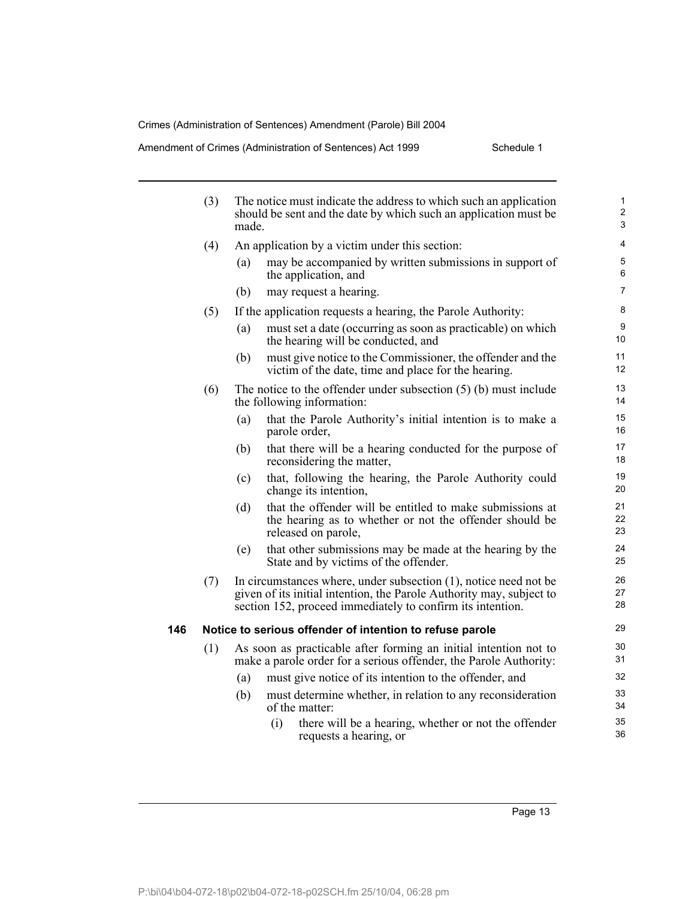(3) The notice must indicate the address to which such an application should be sent and the date by which such an application must be made.

(4) An application by a victim under this section:

(a) may be accompanied by written submissions in support of the application, and

(b) may request a hearing.

(5) If the application requests a hearing, the Parole Authority:

(a) must set a date (occurring as soon as practicable) on which the hearing will be conducted, and

(b) must give notice to the Commissioner, the offender and the victim of the date, time and place for the hearing.

(6) The notice to the offender under subsection (5) (b) must include the following information:

(a) that the Parole Authority's initial intention is to make a parole order,

(b) that there will be a hearing conducted for the purpose of reconsidering the matter,

(c) that, following the hearing, the Parole Authority could change its intention,

(d) that the offender will be entitled to make submissions at the hearing as to whether or not the offender should be released on parole,

(e) that other submissions may be made at the hearing by the State and by victims of the offender.

(7) In circumstances where, under subsection (1), notice need not be given of its initial intention, the Parole Authority may, subject to section 152, proceed immediately to confirm its intention.

### 146 Notice to serious offender of intention to refuse parole

(1) As soon as practicable after forming an initial intention not to make a parole order for a serious offender, the Parole Authority:

(a) must give notice of its intention to the offender, and

(b) must determine whether, in relation to any reconsideration of the matter:

(i) there will be a hearing, whether or not the offender requests a hearing, or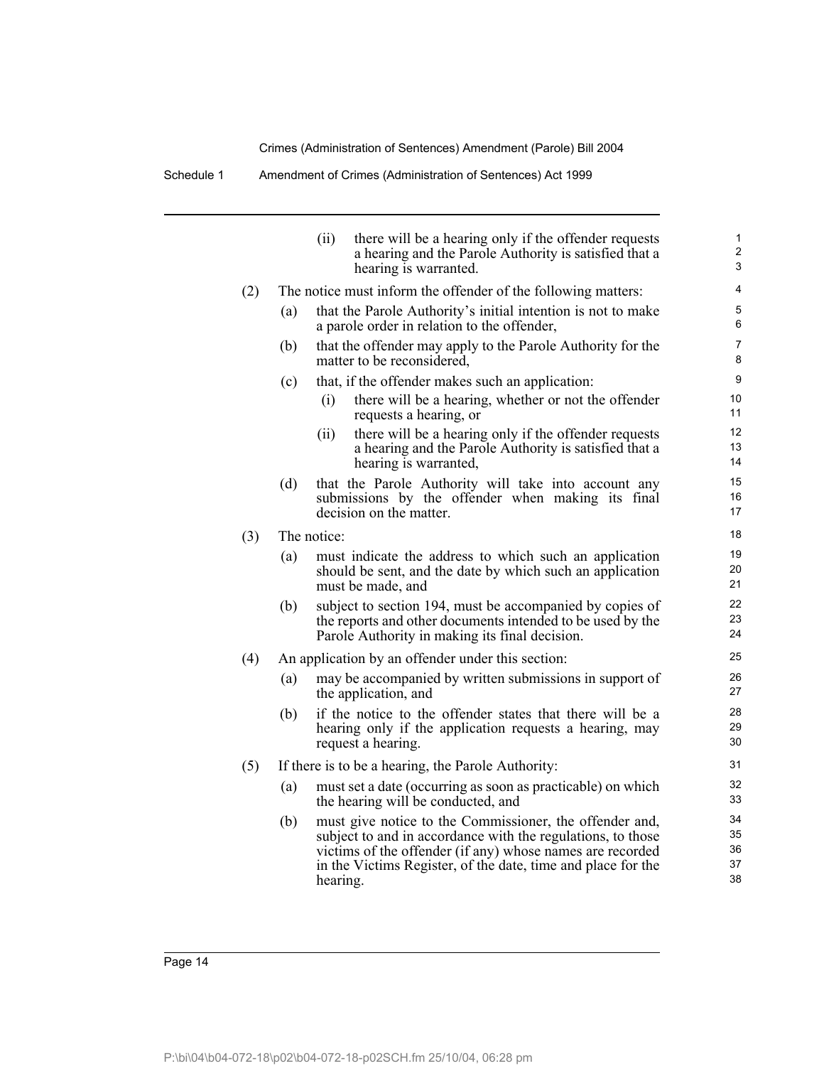(ii) there will be a hearing only if the offender requests a hearing and the Parole Authority is satisfied that a hearing is warranted.

(2) The notice must inform the offender of the following matters:

(a) that the Parole Authority's initial intention is not to make a parole order in relation to the offender,

(b) that the offender may apply to the Parole Authority for the matter to be reconsidered,

(c) that, if the offender makes such an application:

(i) there will be a hearing, whether or not the offender requests a hearing, or

(ii) there will be a hearing only if the offender requests a hearing and the Parole Authority is satisfied that a hearing is warranted,

(d) that the Parole Authority will take into account any submissions by the offender when making its final decision on the matter.

(3) The notice:

(a) must indicate the address to which such an application should be sent, and the date by which such an application must be made, and

(b) subject to section 194, must be accompanied by copies of the reports and other documents intended to be used by the Parole Authority in making its final decision.

(4) An application by an offender under this section:

(a) may be accompanied by written submissions in support of the application, and

(b) if the notice to the offender states that there will be a hearing only if the application requests a hearing, may request a hearing.

(5) If there is to be a hearing, the Parole Authority:

(a) must set a date (occurring as soon as practicable) on which the hearing will be conducted, and

(b) must give notice to the Commissioner, the offender and, subject to and in accordance with the regulations, to those victims of the offender (if any) whose names are recorded in the Victims Register, of the date, time and place for the hearing.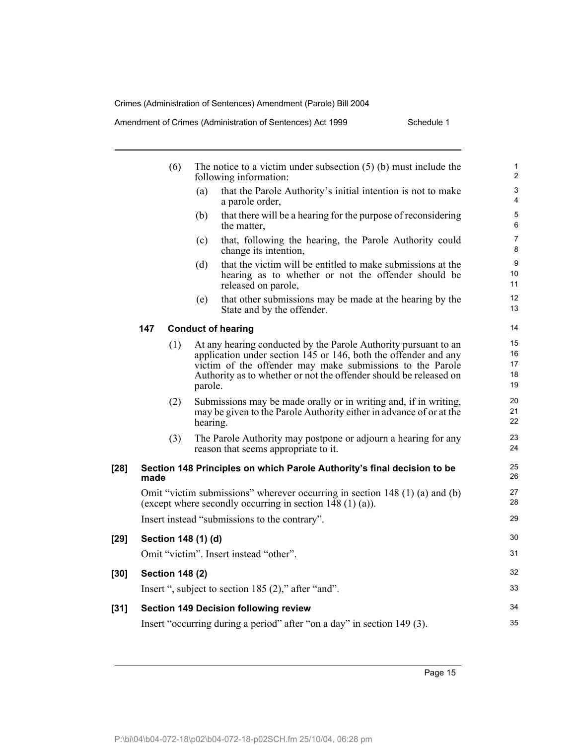(6) The notice to a victim under subsection (5) (b) must include the following information:

(a) that the Parole Authority's initial intention is not to make a parole order,

(b) that there will be a hearing for the purpose of reconsidering the matter,

(c) that, following the hearing, the Parole Authority could change its intention,

(d) that the victim will be entitled to make submissions at the hearing as to whether or not the offender should be released on parole,

(e) that other submissions may be made at the hearing by the State and by the offender.

**147 Conduct of hearing**

(1) At any hearing conducted by the Parole Authority pursuant to an application under section 145 or 146, both the offender and any victim of the offender may make submissions to the Parole Authority as to whether or not the offender should be released on parole.

(2) Submissions may be made orally or in writing and, if in writing, may be given to the Parole Authority either in advance of or at the hearing.

(3) The Parole Authority may postpone or adjourn a hearing for any reason that seems appropriate to it.

**[28] Section 148 Principles on which Parole Authority's final decision to be made**

Omit "victim submissions" wherever occurring in section 148 (1) (a) and (b) (except where secondly occurring in section 148 (1) (a)).

Insert instead "submissions to the contrary".

**[29] Section 148 (1) (d)**

Omit "victim". Insert instead "other".

**[30] Section 148 (2)**

Insert ", subject to section 185 (2)," after "and".

**[31] Section 149 Decision following review**

Insert "occurring during a period" after "on a day" in section 149 (3).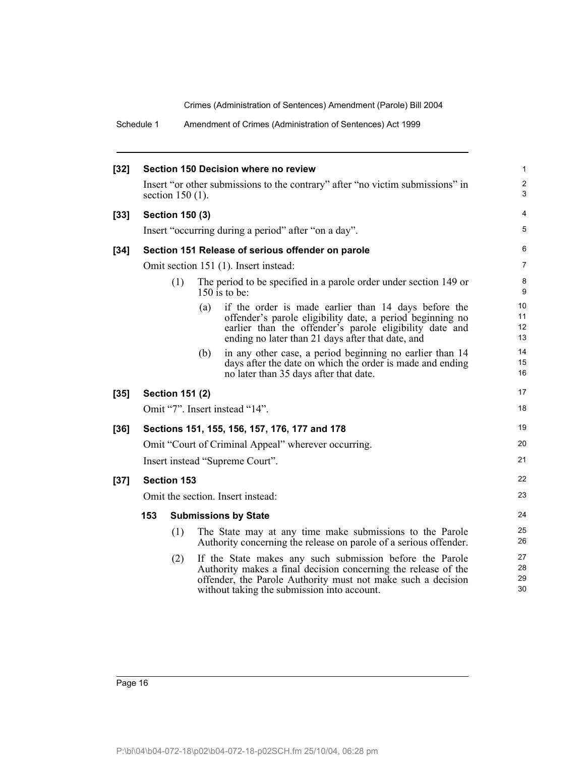**[32] Section 150 Decision where no review**

Insert "or other submissions to the contrary" after "no victim submissions" in section 150 (1).

**[33] Section 150 (3)**

Insert "occurring during a period" after "on a day".

**[34] Section 151 Release of serious offender on parole**

Omit section 151 (1). Insert instead:

(1) The period to be specified in a parole order under section 149 or 150 is to be:

(a) if the order is made earlier than 14 days before the offender's parole eligibility date, a period beginning no earlier than the offender's parole eligibility date and ending no later than 21 days after that date, and

(b) in any other case, a period beginning no earlier than 14 days after the date on which the order is made and ending no later than 35 days after that date.

**[35] Section 151 (2)**

Omit "7". Insert instead "14".

**[36] Sections 151, 155, 156, 157, 176, 177 and 178**

Omit "Court of Criminal Appeal" wherever occurring.

Insert instead "Supreme Court".

**[37] Section 153**

Omit the section. Insert instead:

**153 Submissions by State**

(1) The State may at any time make submissions to the Parole Authority concerning the release on parole of a serious offender.

(2) If the State makes any such submission before the Parole Authority makes a final decision concerning the release of the offender, the Parole Authority must not make such a decision without taking the submission into account.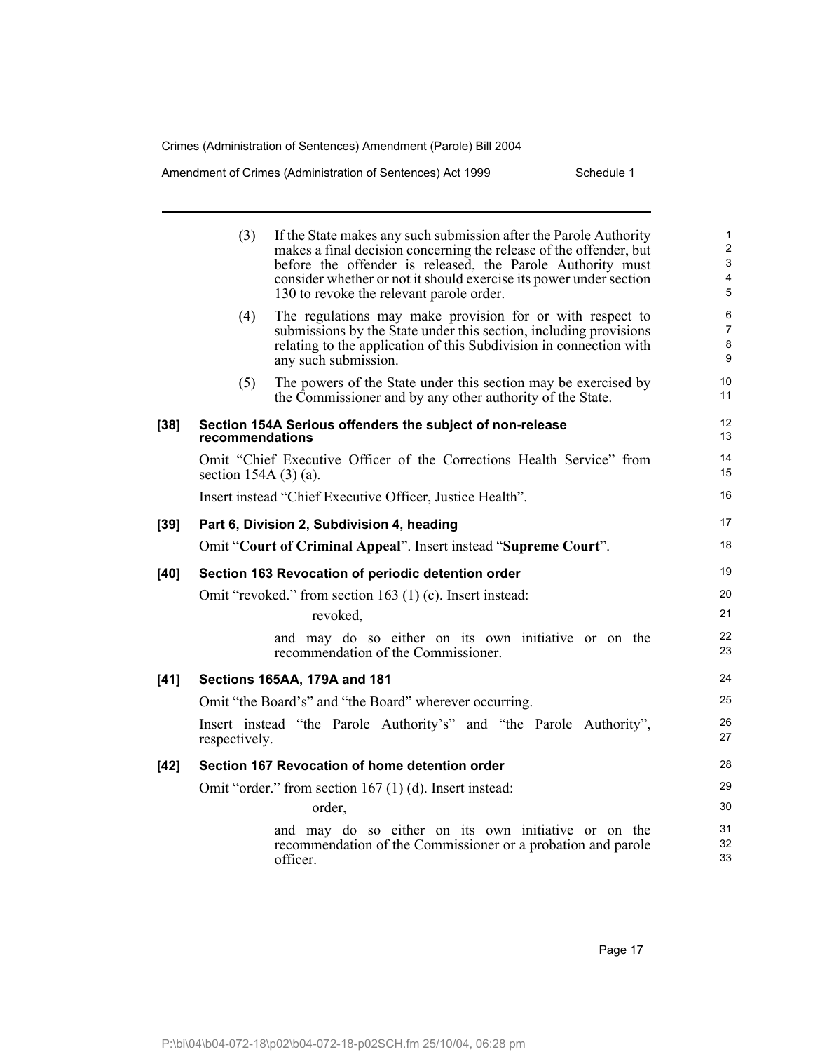(3) If the State makes any such submission after the Parole Authority makes a final decision concerning the release of the offender, but before the offender is released, the Parole Authority must consider whether or not it should exercise its power under section 130 to revoke the relevant parole order.

(4) The regulations may make provision for or with respect to submissions by the State under this section, including provisions relating to the application of this Subdivision in connection with any such submission.

(5) The powers of the State under this section may be exercised by the Commissioner and by any other authority of the State.

**[38] Section 154A Serious offenders the subject of non-release recommendations**

Omit "Chief Executive Officer of the Corrections Health Service" from section 154A (3) (a).

Insert instead "Chief Executive Officer, Justice Health".

**[39] Part 6, Division 2, Subdivision 4, heading**

Omit "**Court of Criminal Appeal**". Insert instead "**Supreme Court**".

**[40] Section 163 Revocation of periodic detention order**

Omit "revoked." from section 163 (1) (c). Insert instead:

revoked,

and may do so either on its own initiative or on the recommendation of the Commissioner.

**[41] Sections 165AA, 179A and 181**

Omit "the Board's" and "the Board" wherever occurring.

Insert instead "the Parole Authority's" and "the Parole Authority", respectively.

**[42] Section 167 Revocation of home detention order**

Omit "order." from section 167 (1) (d). Insert instead:

order,

and may do so either on its own initiative or on the recommendation of the Commissioner or a probation and parole officer.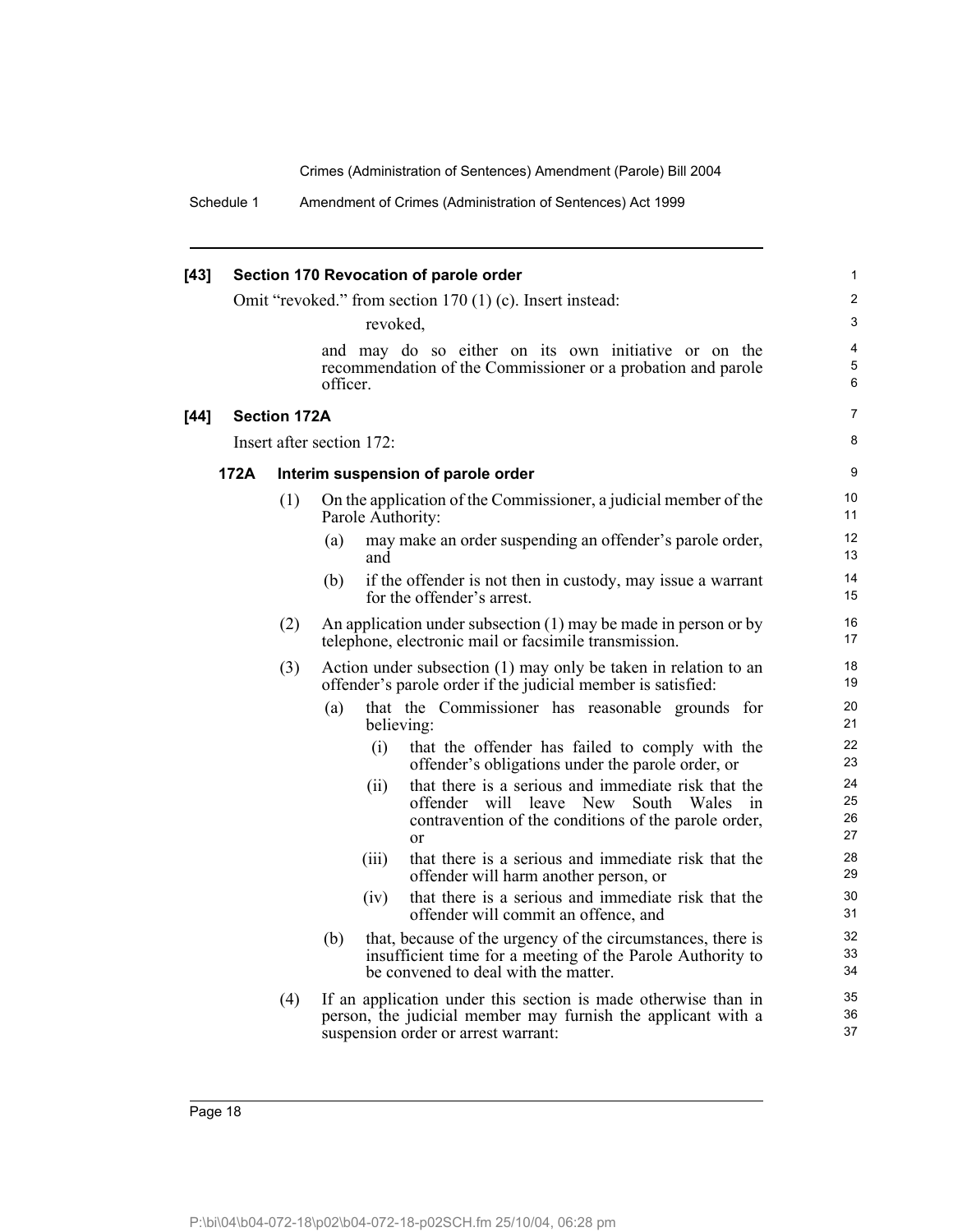**[43] Section 170 Revocation of parole order**

Omit "revoked." from section 170 (1) (c). Insert instead:

> revoked,
>
> and may do so either on its own initiative or on the recommendation of the Commissioner or a probation and parole officer.

**[44] Section 172A**

Insert after section 172:

**172A Interim suspension of parole order**

(1) On the application of the Commissioner, a judicial member of the Parole Authority:

- (a) may make an order suspending an offender's parole order, and
- (b) if the offender is not then in custody, may issue a warrant for the offender's arrest.

(2) An application under subsection (1) may be made in person or by telephone, electronic mail or facsimile transmission.

(3) Action under subsection (1) may only be taken in relation to an offender's parole order if the judicial member is satisfied:

- (a) that the Commissioner has reasonable grounds for believing:
  - (i) that the offender has failed to comply with the offender's obligations under the parole order, or
  - (ii) that there is a serious and immediate risk that the offender will leave New South Wales in contravention of the conditions of the parole order, or
  - (iii) that there is a serious and immediate risk that the offender will harm another person, or
  - (iv) that there is a serious and immediate risk that the offender will commit an offence, and
- (b) that, because of the urgency of the circumstances, there is insufficient time for a meeting of the Parole Authority to be convened to deal with the matter.

(4) If an application under this section is made otherwise than in person, the judicial member may furnish the applicant with a suspension order or arrest warrant: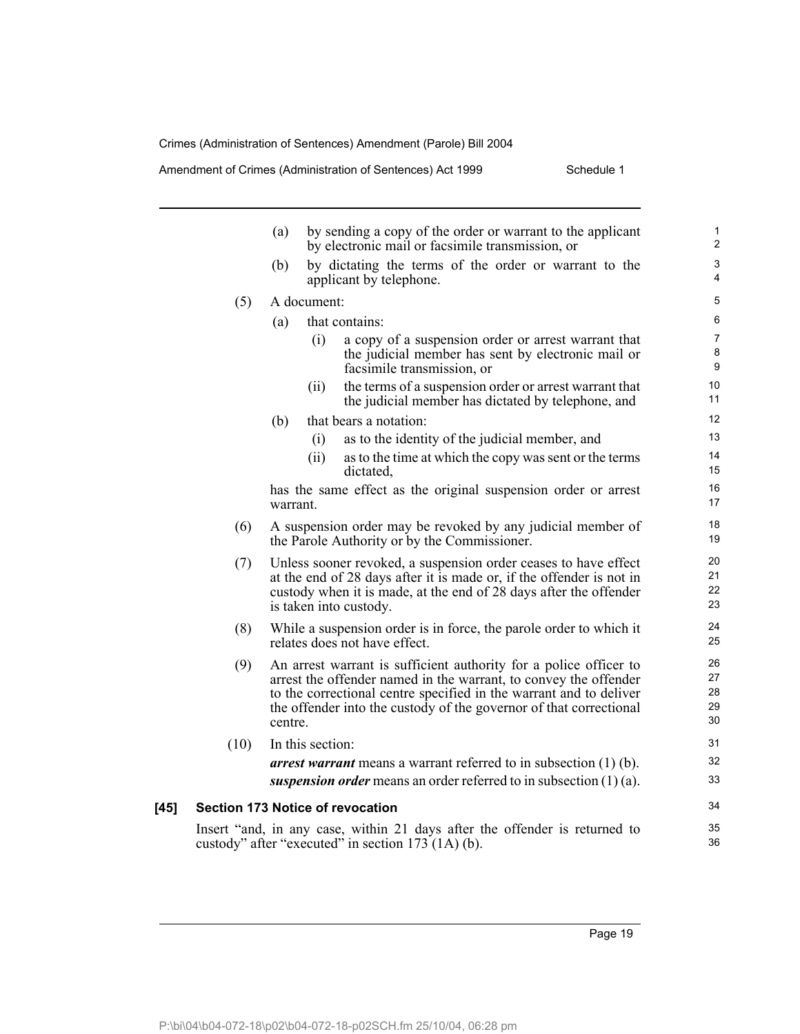(a) by sending a copy of the order or warrant to the applicant by electronic mail or facsimile transmission, or

(b) by dictating the terms of the order or warrant to the applicant by telephone.

(5) A document:

(a) that contains:

(i) a copy of a suspension order or arrest warrant that the judicial member has sent by electronic mail or facsimile transmission, or

(ii) the terms of a suspension order or arrest warrant that the judicial member has dictated by telephone, and

(b) that bears a notation:

(i) as to the identity of the judicial member, and

(ii) as to the time at which the copy was sent or the terms dictated,

has the same effect as the original suspension order or arrest warrant.

(6) A suspension order may be revoked by any judicial member of the Parole Authority or by the Commissioner.

(7) Unless sooner revoked, a suspension order ceases to have effect at the end of 28 days after it is made or, if the offender is not in custody when it is made, at the end of 28 days after the offender is taken into custody.

(8) While a suspension order is in force, the parole order to which it relates does not have effect.

(9) An arrest warrant is sufficient authority for a police officer to arrest the offender named in the warrant, to convey the offender to the correctional centre specified in the warrant and to deliver the offender into the custody of the governor of that correctional centre.

(10) In this section:

***arrest warrant*** means a warrant referred to in subsection (1) (b).

***suspension order*** means an order referred to in subsection (1) (a).

### [45] Section 173 Notice of revocation

Insert "and, in any case, within 21 days after the offender is returned to custody" after "executed" in section 173 (1A) (b).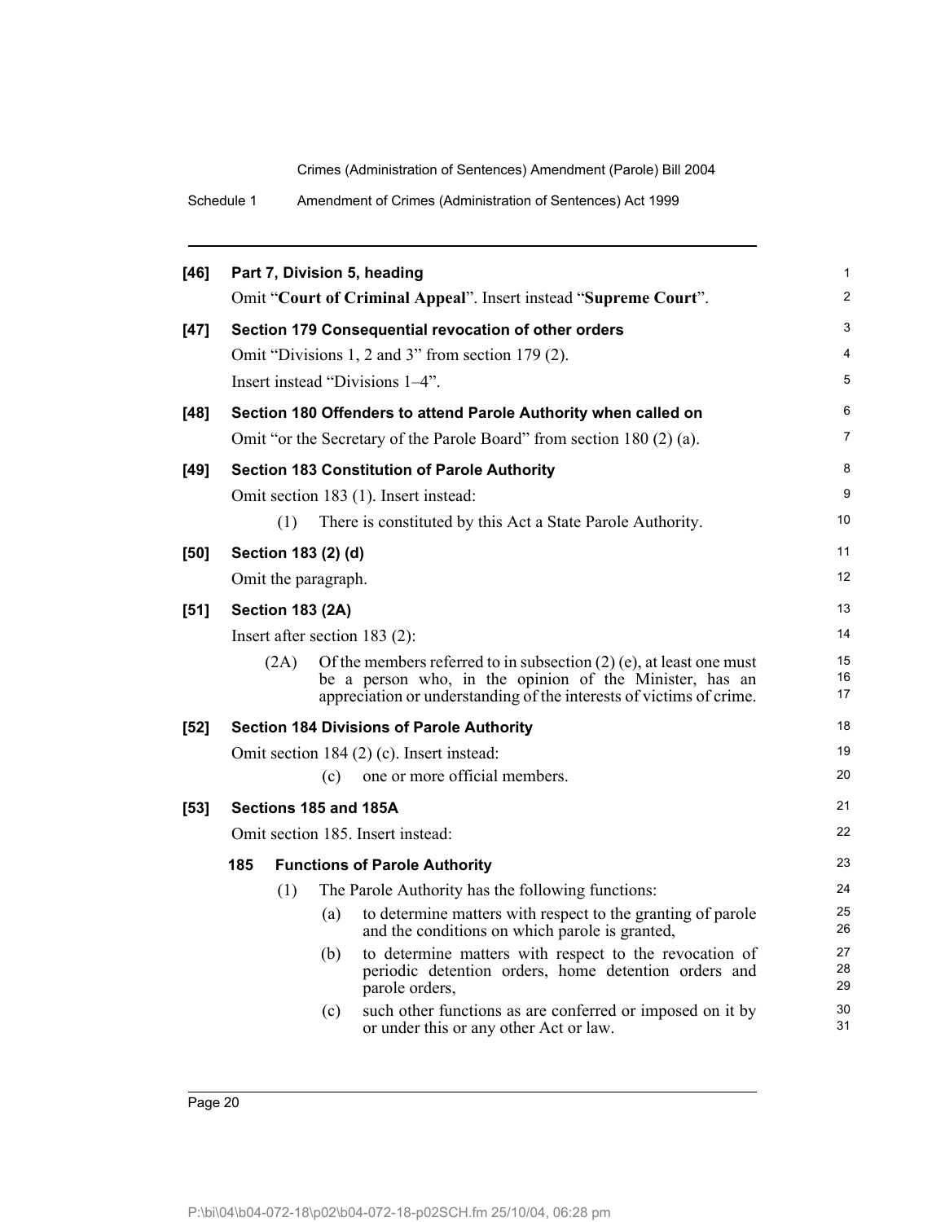**[46] Part 7, Division 5, heading**

Omit "**Court of Criminal Appeal**". Insert instead "**Supreme Court**".

**[47] Section 179 Consequential revocation of other orders**

Omit "Divisions 1, 2 and 3" from section 179 (2).

Insert instead "Divisions 1–4".

**[48] Section 180 Offenders to attend Parole Authority when called on**

Omit "or the Secretary of the Parole Board" from section 180 (2) (a).

**[49] Section 183 Constitution of Parole Authority**

Omit section 183 (1). Insert instead:

(1) There is constituted by this Act a State Parole Authority.

**[50] Section 183 (2) (d)**

Omit the paragraph.

**[51] Section 183 (2A)**

Insert after section 183 (2):

(2A) Of the members referred to in subsection (2) (e), at least one must be a person who, in the opinion of the Minister, has an appreciation or understanding of the interests of victims of crime.

**[52] Section 184 Divisions of Parole Authority**

Omit section 184 (2) (c). Insert instead:

(c) one or more official members.

**[53] Sections 185 and 185A**

Omit section 185. Insert instead:

**185 Functions of Parole Authority**

(1) The Parole Authority has the following functions:

(a) to determine matters with respect to the granting of parole and the conditions on which parole is granted,

(b) to determine matters with respect to the revocation of periodic detention orders, home detention orders and parole orders,

(c) such other functions as are conferred or imposed on it by or under this or any other Act or law.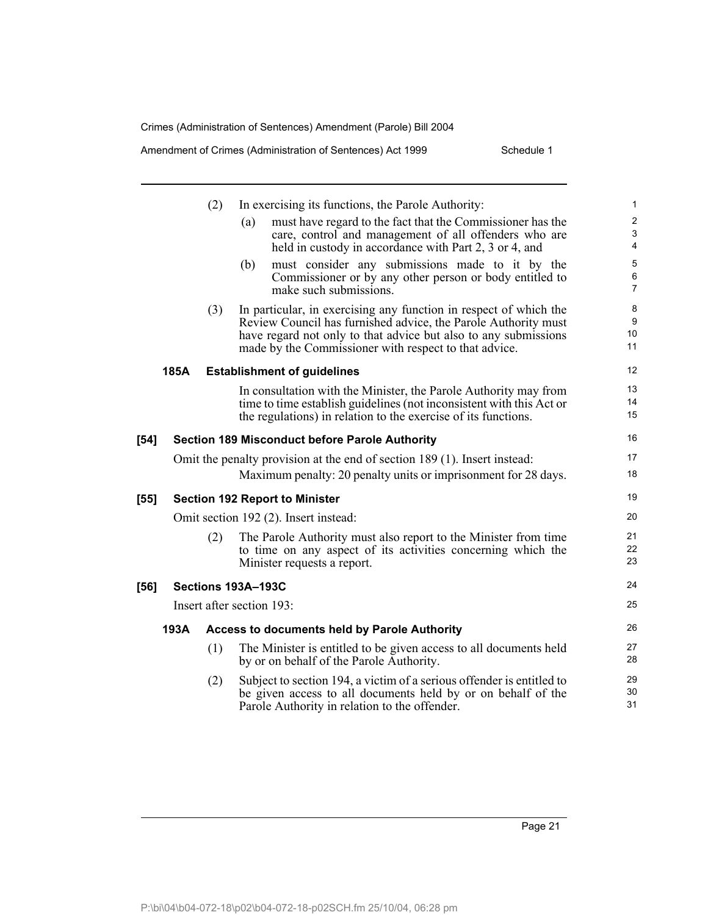(2) In exercising its functions, the Parole Authority:

(a) must have regard to the fact that the Commissioner has the care, control and management of all offenders who are held in custody in accordance with Part 2, 3 or 4, and

(b) must consider any submissions made to it by the Commissioner or by any other person or body entitled to make such submissions.

(3) In particular, in exercising any function in respect of which the Review Council has furnished advice, the Parole Authority must have regard not only to that advice but also to any submissions made by the Commissioner with respect to that advice.

#### 185A Establishment of guidelines

In consultation with the Minister, the Parole Authority may from time to time establish guidelines (not inconsistent with this Act or the regulations) in relation to the exercise of its functions.

### [54] Section 189 Misconduct before Parole Authority

Omit the penalty provision at the end of section 189 (1). Insert instead:

Maximum penalty: 20 penalty units or imprisonment for 28 days.

### [55] Section 192 Report to Minister

Omit section 192 (2). Insert instead:

(2) The Parole Authority must also report to the Minister from time to time on any aspect of its activities concerning which the Minister requests a report.

### [56] Sections 193A–193C

Insert after section 193:

#### 193A Access to documents held by Parole Authority

(1) The Minister is entitled to be given access to all documents held by or on behalf of the Parole Authority.

(2) Subject to section 194, a victim of a serious offender is entitled to be given access to all documents held by or on behalf of the Parole Authority in relation to the offender.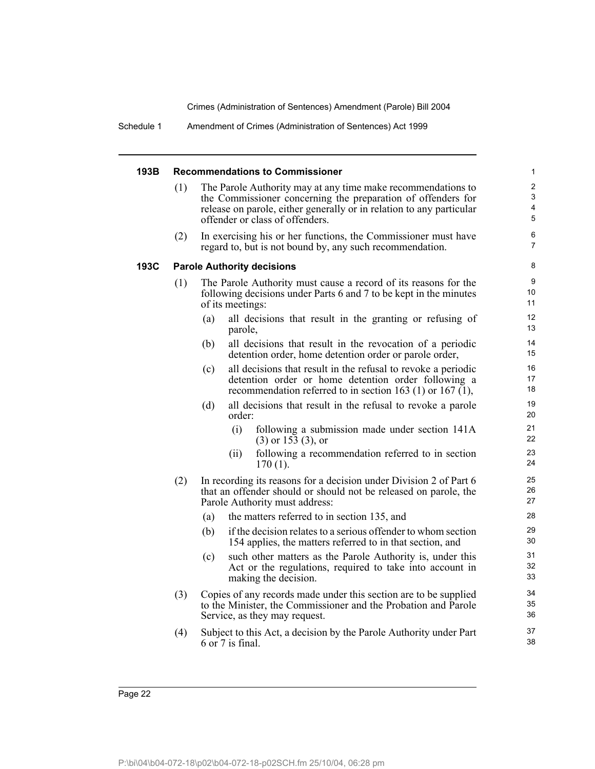### 193B Recommendations to Commissioner

(1) The Parole Authority may at any time make recommendations to the Commissioner concerning the preparation of offenders for release on parole, either generally or in relation to any particular offender or class of offenders.

(2) In exercising his or her functions, the Commissioner must have regard to, but is not bound by, any such recommendation.

### 193C Parole Authority decisions

(1) The Parole Authority must cause a record of its reasons for the following decisions under Parts 6 and 7 to be kept in the minutes of its meetings:

(a) all decisions that result in the granting or refusing of parole,

(b) all decisions that result in the revocation of a periodic detention order, home detention order or parole order,

(c) all decisions that result in the refusal to revoke a periodic detention order or home detention order following a recommendation referred to in section 163 (1) or 167 (1),

(d) all decisions that result in the refusal to revoke a parole order:

(i) following a submission made under section 141A (3) or 153 (3), or

(ii) following a recommendation referred to in section 170 (1).

(2) In recording its reasons for a decision under Division 2 of Part 6 that an offender should or should not be released on parole, the Parole Authority must address:

(a) the matters referred to in section 135, and

(b) if the decision relates to a serious offender to whom section 154 applies, the matters referred to in that section, and

(c) such other matters as the Parole Authority is, under this Act or the regulations, required to take into account in making the decision.

(3) Copies of any records made under this section are to be supplied to the Minister, the Commissioner and the Probation and Parole Service, as they may request.

(4) Subject to this Act, a decision by the Parole Authority under Part 6 or 7 is final.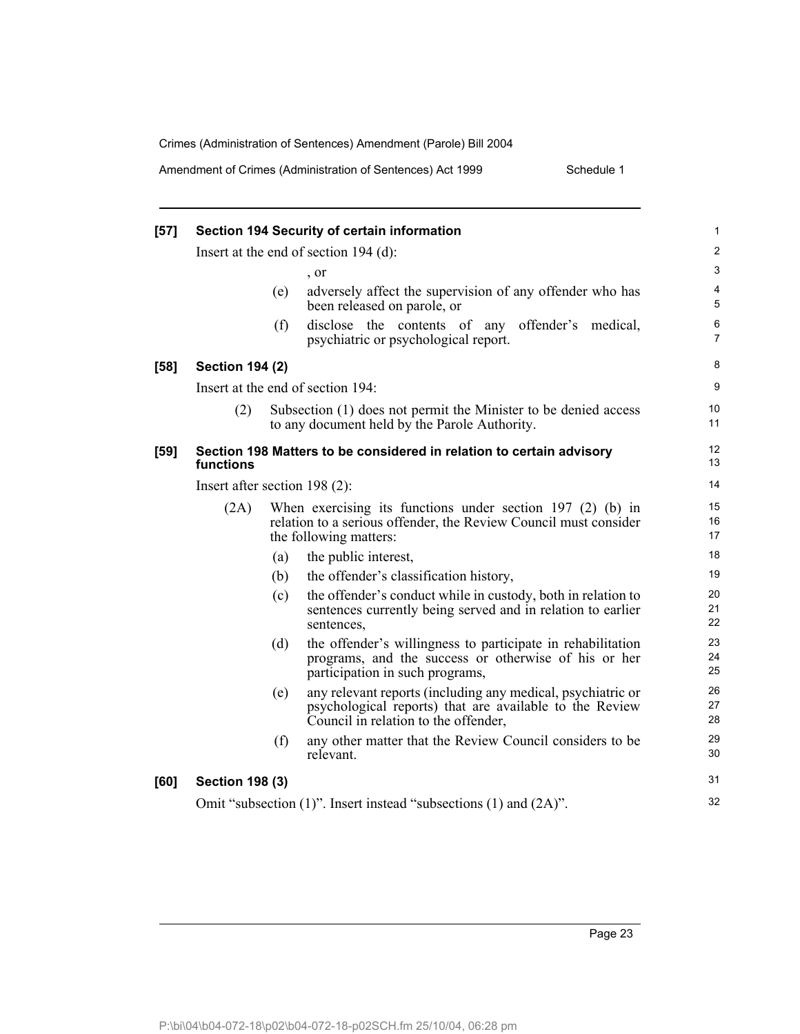**[57] Section 194 Security of certain information**

Insert at the end of section 194 (d):

, or

(e) adversely affect the supervision of any offender who has been released on parole, or

(f) disclose the contents of any offender's medical, psychiatric or psychological report.

**[58] Section 194 (2)**

Insert at the end of section 194:

(2) Subsection (1) does not permit the Minister to be denied access to any document held by the Parole Authority.

**[59] Section 198 Matters to be considered in relation to certain advisory functions**

Insert after section 198 (2):

(2A) When exercising its functions under section 197 (2) (b) in relation to a serious offender, the Review Council must consider the following matters:

(a) the public interest,

(b) the offender's classification history,

(c) the offender's conduct while in custody, both in relation to sentences currently being served and in relation to earlier sentences,

(d) the offender's willingness to participate in rehabilitation programs, and the success or otherwise of his or her participation in such programs,

(e) any relevant reports (including any medical, psychiatric or psychological reports) that are available to the Review Council in relation to the offender,

(f) any other matter that the Review Council considers to be relevant.

**[60] Section 198 (3)**

Omit "subsection (1)". Insert instead "subsections (1) and (2A)".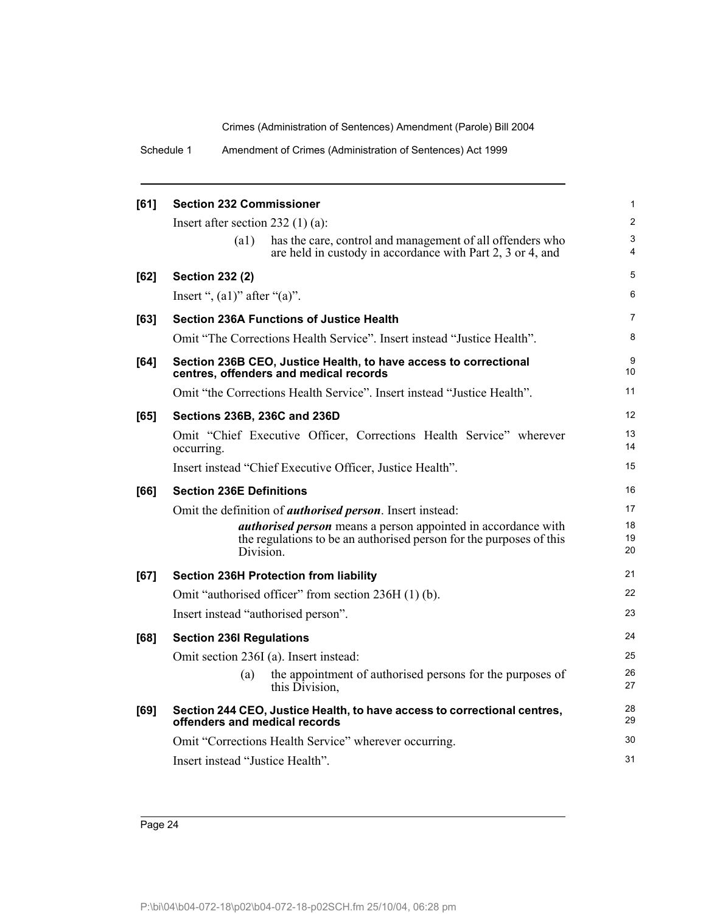**[61] Section 232 Commissioner**

Insert after section 232 (1) (a):

(a1) has the care, control and management of all offenders who are held in custody in accordance with Part 2, 3 or 4, and

**[62] Section 232 (2)**

Insert ", (a1)" after "(a)".

**[63] Section 236A Functions of Justice Health**

Omit "The Corrections Health Service". Insert instead "Justice Health".

**[64] Section 236B CEO, Justice Health, to have access to correctional centres, offenders and medical records**

Omit "the Corrections Health Service". Insert instead "Justice Health".

**[65] Sections 236B, 236C and 236D**

Omit "Chief Executive Officer, Corrections Health Service" wherever occurring.

Insert instead "Chief Executive Officer, Justice Health".

**[66] Section 236E Definitions**

Omit the definition of ***authorised person***. Insert instead:

***authorised person*** means a person appointed in accordance with the regulations to be an authorised person for the purposes of this Division.

**[67] Section 236H Protection from liability**

Omit "authorised officer" from section 236H (1) (b).

Insert instead "authorised person".

**[68] Section 236I Regulations**

Omit section 236I (a). Insert instead:

(a) the appointment of authorised persons for the purposes of this Division,

**[69] Section 244 CEO, Justice Health, to have access to correctional centres, offenders and medical records**

Omit "Corrections Health Service" wherever occurring.

Insert instead "Justice Health".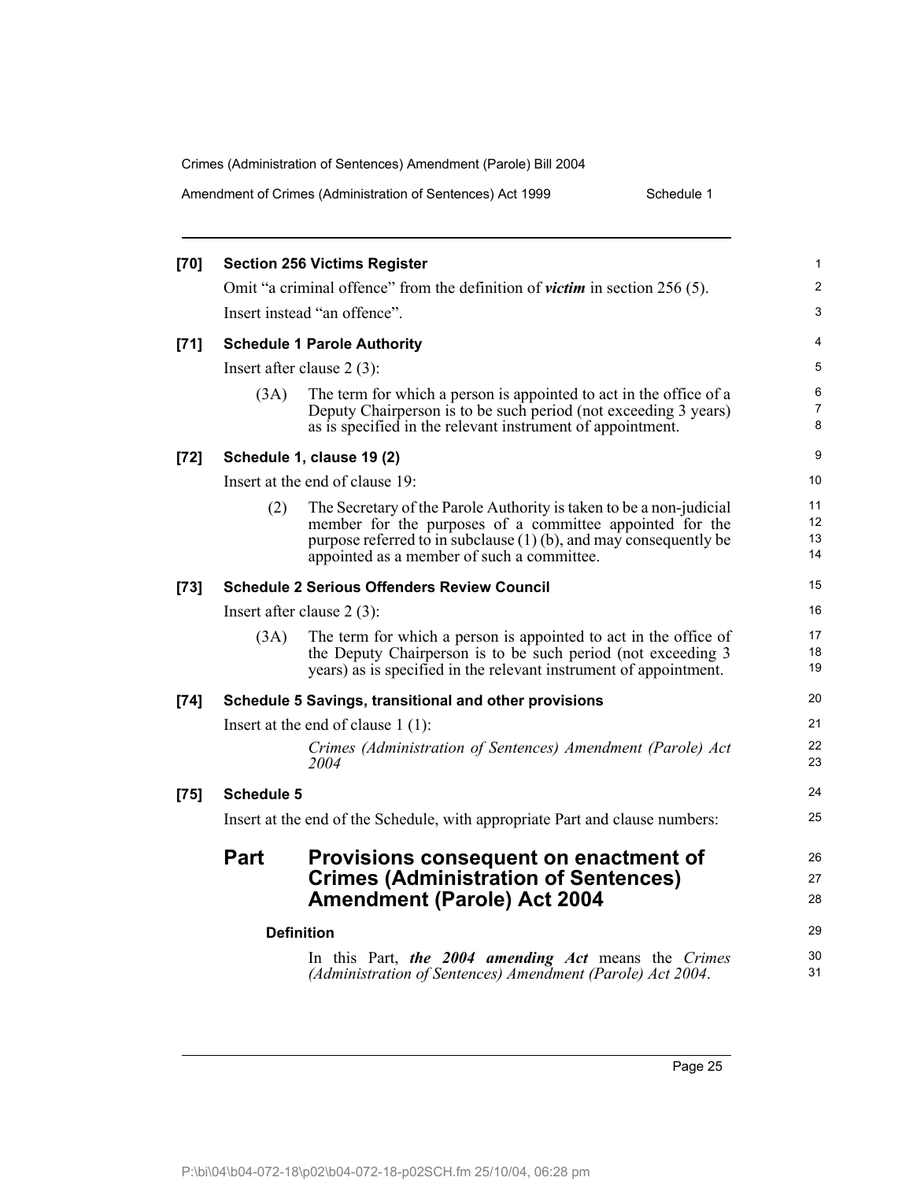**[70] Section 256 Victims Register**

Omit "a criminal offence" from the definition of ***victim*** in section 256 (5).

Insert instead "an offence".

**[71] Schedule 1 Parole Authority**

Insert after clause 2 (3):

(3A) The term for which a person is appointed to act in the office of a Deputy Chairperson is to be such period (not exceeding 3 years) as is specified in the relevant instrument of appointment.

**[72] Schedule 1, clause 19 (2)**

Insert at the end of clause 19:

(2) The Secretary of the Parole Authority is taken to be a non-judicial member for the purposes of a committee appointed for the purpose referred to in subclause (1) (b), and may consequently be appointed as a member of such a committee.

**[73] Schedule 2 Serious Offenders Review Council**

Insert after clause 2 (3):

(3A) The term for which a person is appointed to act in the office of the Deputy Chairperson is to be such period (not exceeding 3 years) as is specified in the relevant instrument of appointment.

**[74] Schedule 5 Savings, transitional and other provisions**

Insert at the end of clause 1 (1):

*Crimes (Administration of Sentences) Amendment (Parole) Act 2004*

**[75] Schedule 5**

Insert at the end of the Schedule, with appropriate Part and clause numbers:

## Part Provisions consequent on enactment of Crimes (Administration of Sentences) Amendment (Parole) Act 2004

**Definition**

In this Part, ***the 2004 amending Act*** means the *Crimes (Administration of Sentences) Amendment (Parole) Act 2004*.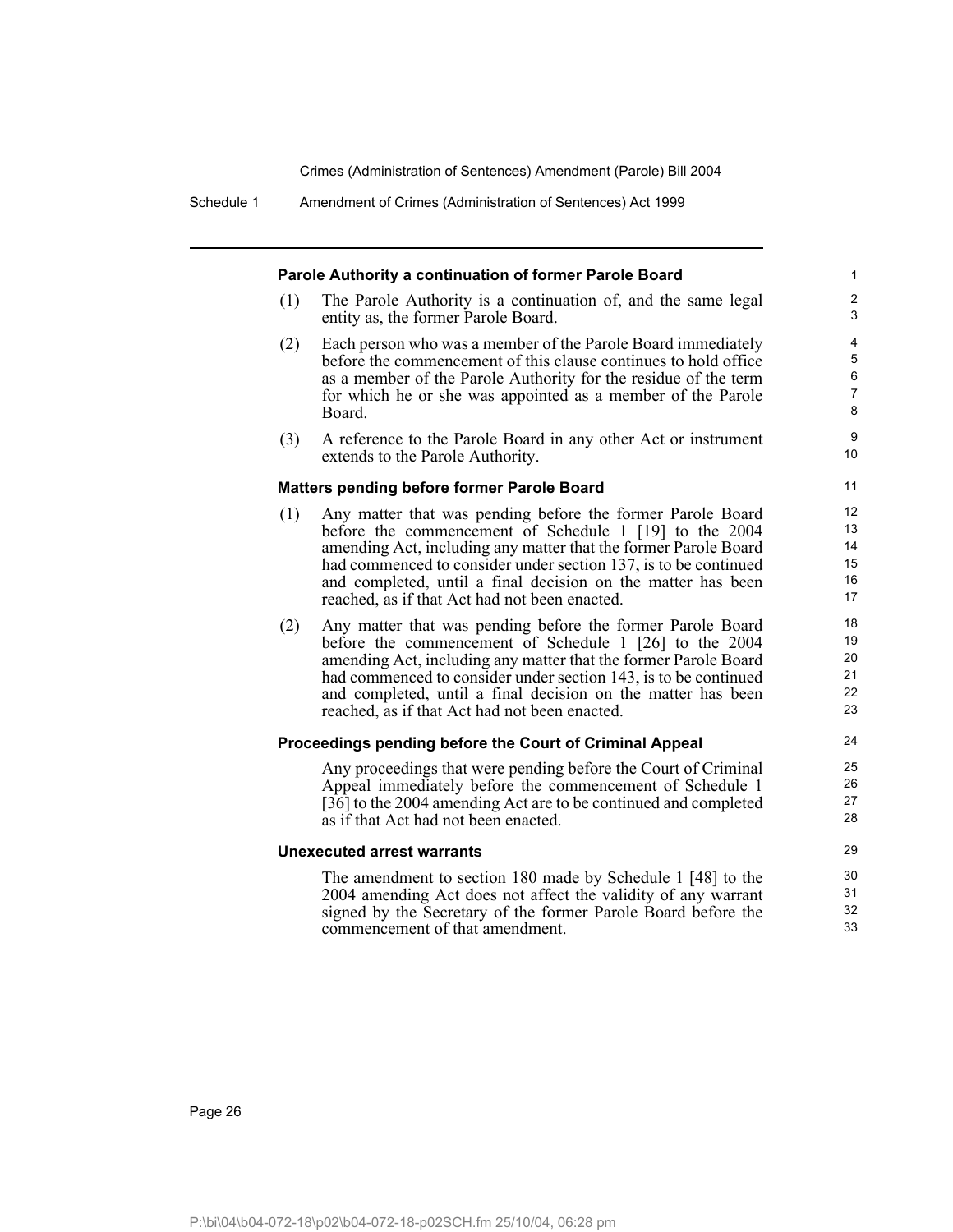#### Parole Authority a continuation of former Parole Board

(1) The Parole Authority is a continuation of, and the same legal entity as, the former Parole Board.

(2) Each person who was a member of the Parole Board immediately before the commencement of this clause continues to hold office as a member of the Parole Authority for the residue of the term for which he or she was appointed as a member of the Parole Board.

(3) A reference to the Parole Board in any other Act or instrument extends to the Parole Authority.

#### Matters pending before former Parole Board

(1) Any matter that was pending before the former Parole Board before the commencement of Schedule 1 [19] to the 2004 amending Act, including any matter that the former Parole Board had commenced to consider under section 137, is to be continued and completed, until a final decision on the matter has been reached, as if that Act had not been enacted.

(2) Any matter that was pending before the former Parole Board before the commencement of Schedule 1 [26] to the 2004 amending Act, including any matter that the former Parole Board had commenced to consider under section 143, is to be continued and completed, until a final decision on the matter has been reached, as if that Act had not been enacted.

#### Proceedings pending before the Court of Criminal Appeal

Any proceedings that were pending before the Court of Criminal Appeal immediately before the commencement of Schedule 1 [36] to the 2004 amending Act are to be continued and completed as if that Act had not been enacted.

#### Unexecuted arrest warrants

The amendment to section 180 made by Schedule 1 [48] to the 2004 amending Act does not affect the validity of any warrant signed by the Secretary of the former Parole Board before the commencement of that amendment.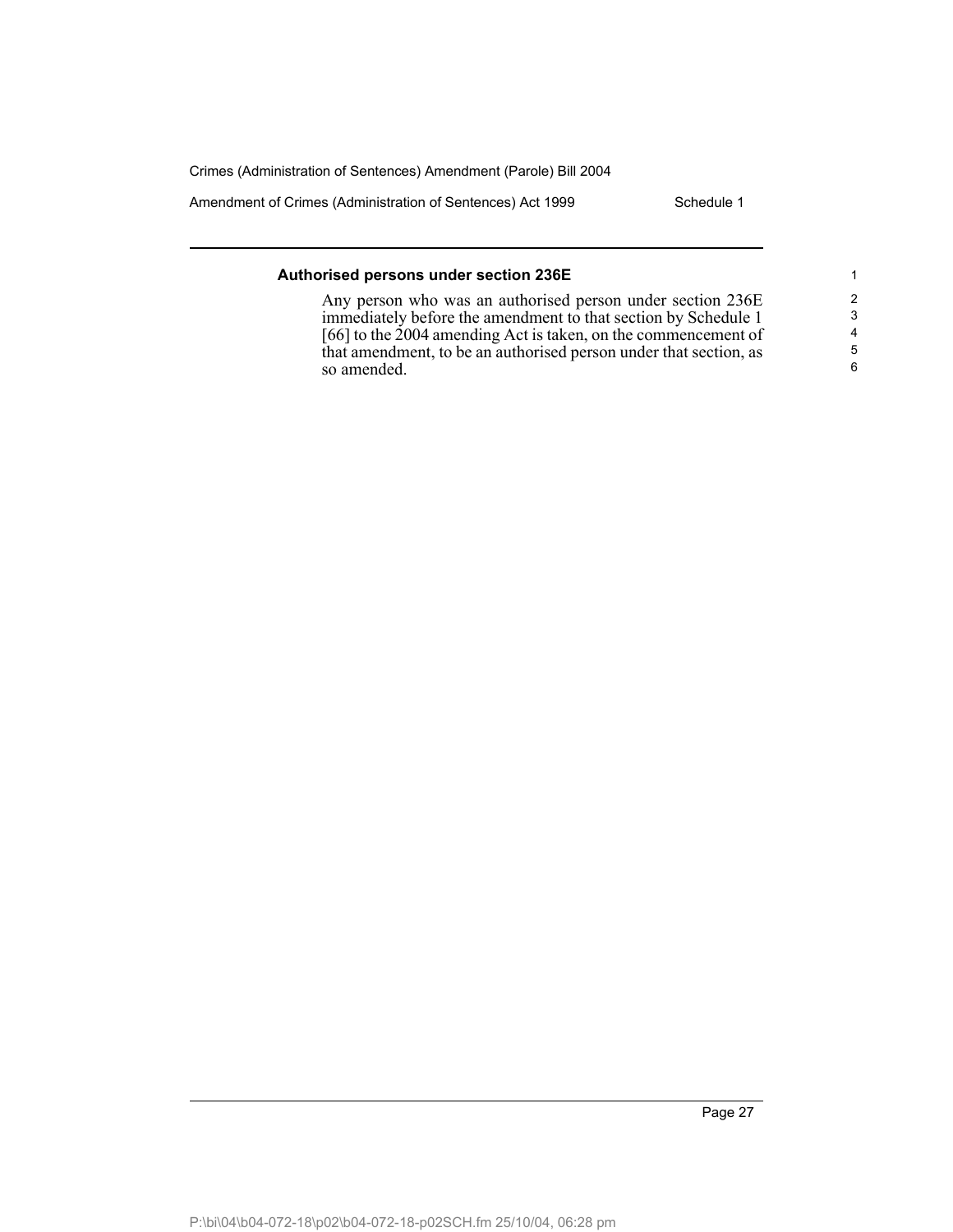**Authorised persons under section 236E**

Any person who was an authorised person under section 236E immediately before the amendment to that section by Schedule 1 [66] to the 2004 amending Act is taken, on the commencement of that amendment, to be an authorised person under that section, as so amended.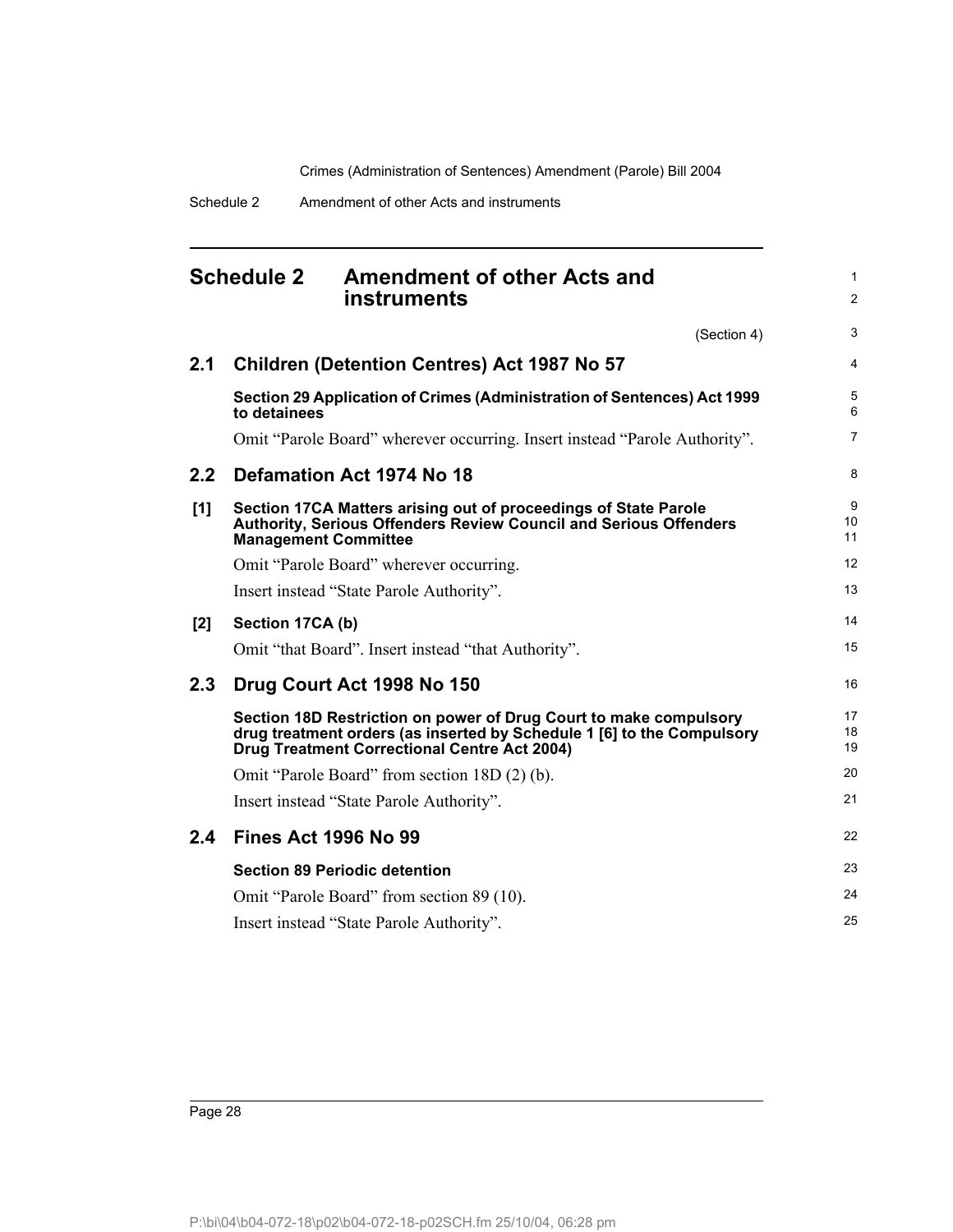## Schedule 2 Amendment of other Acts and instruments

(Section 4)

### 2.1 Children (Detention Centres) Act 1987 No 57

**Section 29 Application of Crimes (Administration of Sentences) Act 1999 to detainees**

Omit "Parole Board" wherever occurring. Insert instead "Parole Authority".

### 2.2 Defamation Act 1974 No 18

**[1] Section 17CA Matters arising out of proceedings of State Parole Authority, Serious Offenders Review Council and Serious Offenders Management Committee**

Omit "Parole Board" wherever occurring.

Insert instead "State Parole Authority".

**[2] Section 17CA (b)**

Omit "that Board". Insert instead "that Authority".

### 2.3 Drug Court Act 1998 No 150

**Section 18D Restriction on power of Drug Court to make compulsory drug treatment orders (as inserted by Schedule 1 [6] to the Compulsory Drug Treatment Correctional Centre Act 2004)**

Omit "Parole Board" from section 18D (2) (b).

Insert instead "State Parole Authority".

### 2.4 Fines Act 1996 No 99

**Section 89 Periodic detention**

Omit "Parole Board" from section 89 (10).

Insert instead "State Parole Authority".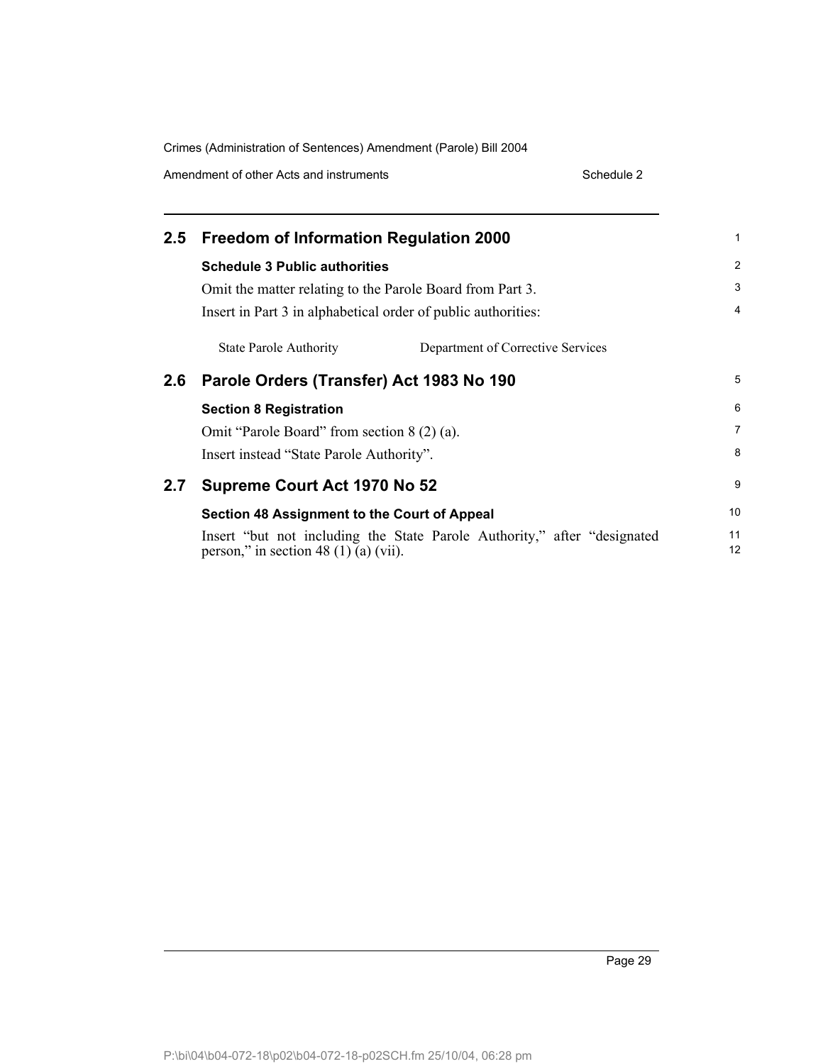## 2.5 Freedom of Information Regulation 2000

**Schedule 3 Public authorities**

Omit the matter relating to the Parole Board from Part 3.

Insert in Part 3 in alphabetical order of public authorities:

| | |
|---|---|
| State Parole Authority | Department of Corrective Services |

## 2.6 Parole Orders (Transfer) Act 1983 No 190

**Section 8 Registration**

Omit "Parole Board" from section 8 (2) (a).

Insert instead "State Parole Authority".

## 2.7 Supreme Court Act 1970 No 52

**Section 48 Assignment to the Court of Appeal**

Insert "but not including the State Parole Authority," after "designated person," in section 48 (1) (a) (vii).